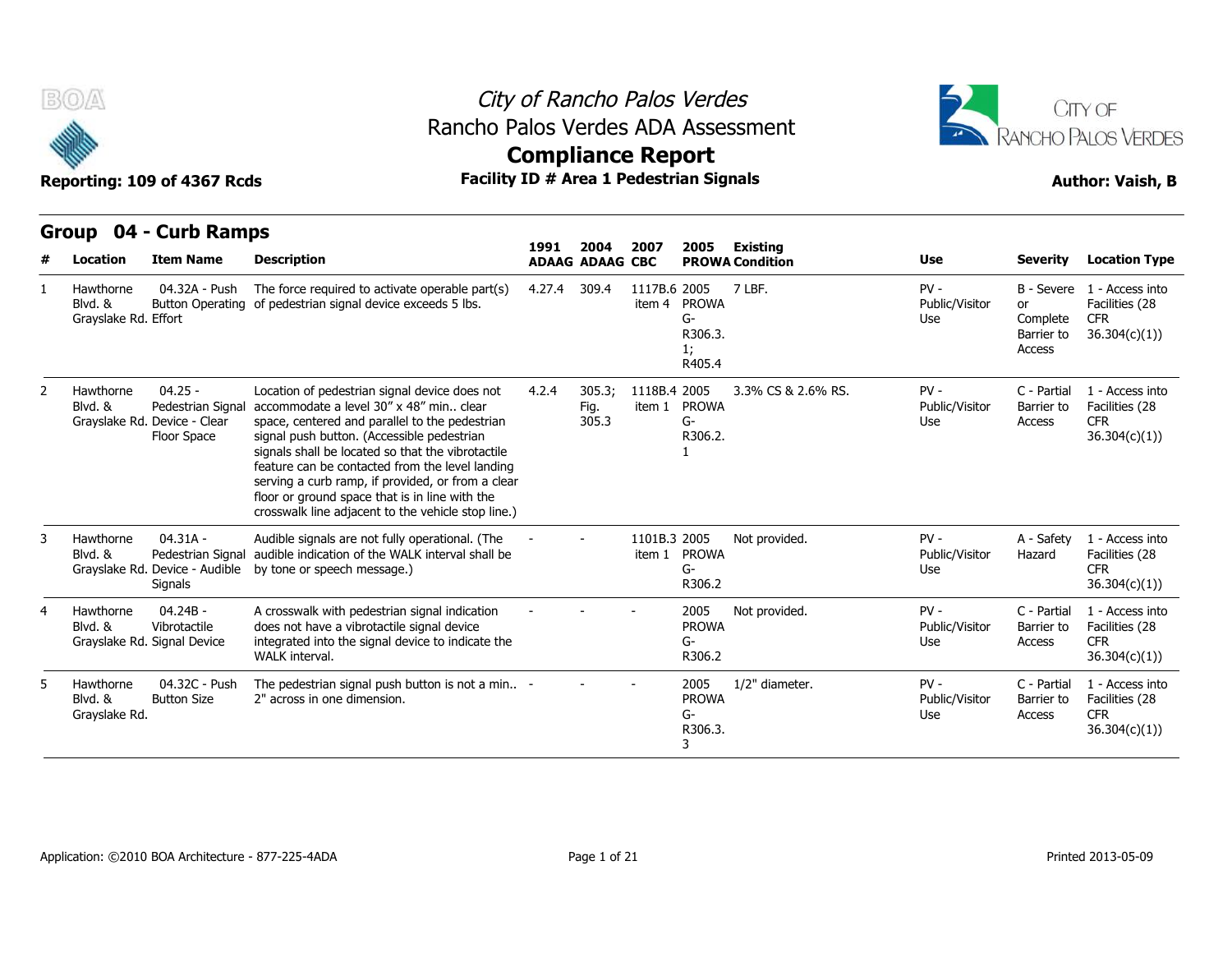# City of Rancho Palos Verdes
## Rancho Palos Verdes ADA Assessment
## Compliance Report

**Reporting: 109 of 4367 Rcds**

**Facility ID # Area 1 Pedestrian Signals**

**Author: Vaish, B**

## Group 04 - Curb Ramps

| # | Location | Item Name | Description | 1991 ADAAG | 2004 ADAAG | 2007 CBC | 2005 PROWA | Existing Condition | Use | Severity | Location Type |
|---|---|---|---|---|---|---|---|---|---|---|---|
| 1 | Hawthorne Blvd. & Grayslake Rd. | 04.32A - Push Button Operating Effort | The force required to activate operable part(s) of pedestrian signal device exceeds 5 lbs. | 4.27.4 | 309.4 | 1117B.6 item 4 | 2005 PROWA G-R306.3.1; R405.4 | 7 LBF. | PV - Public/Visitor Use | B - Severe or Complete Barrier to Access | 1 - Access into Facilities (28 CFR 36.304(c)(1)) |
| 2 | Hawthorne Blvd. & Grayslake Rd. | 04.25 - Pedestrian Signal Device - Clear Floor Space | Location of pedestrian signal device does not accommodate a level 30" x 48" min.. clear space, centered and parallel to the pedestrian signal push button. (Accessible pedestrian signals shall be located so that the vibrotactile feature can be contacted from the level landing serving a curb ramp, if provided, or from a clear floor or ground space that is in line with the crosswalk line adjacent to the vehicle stop line.) | 4.2.4 | 305.3; Fig. 305.3 | 1118B.4 item 1 | 2005 PROWA G-R306.2.1 | 3.3% CS & 2.6% RS. | PV - Public/Visitor Use | C - Partial Barrier to Access | 1 - Access into Facilities (28 CFR 36.304(c)(1)) |
| 3 | Hawthorne Blvd. & Grayslake Rd. | 04.31A - Pedestrian Signal Device - Audible Signals | Audible signals are not fully operational. (The audible indication of the WALK interval shall be by tone or speech message.) | - | - | 1101B.3 item 1 | 2005 PROWA G-R306.2 | Not provided. | PV - Public/Visitor Use | A - Safety Hazard | 1 - Access into Facilities (28 CFR 36.304(c)(1)) |
| 4 | Hawthorne Blvd. & Grayslake Rd. | 04.24B - Vibrotactile Signal Device | A crosswalk with pedestrian signal indication does not have a vibrotactile signal device integrated into the signal device to indicate the WALK interval. | - | - | - | 2005 PROWA G-R306.2 | Not provided. | PV - Public/Visitor Use | C - Partial Barrier to Access | 1 - Access into Facilities (28 CFR 36.304(c)(1)) |
| 5 | Hawthorne Blvd. & Grayslake Rd. | 04.32C - Push Button Size | The pedestrian signal push button is not a min.. 2" across in one dimension. | - | - | - | 2005 PROWA G-R306.3.3 | 1/2" diameter. | PV - Public/Visitor Use | C - Partial Barrier to Access | 1 - Access into Facilities (28 CFR 36.304(c)(1)) |

Application: ©2010 BOA Architecture - 877-225-4ADA

Printed 2013-05-09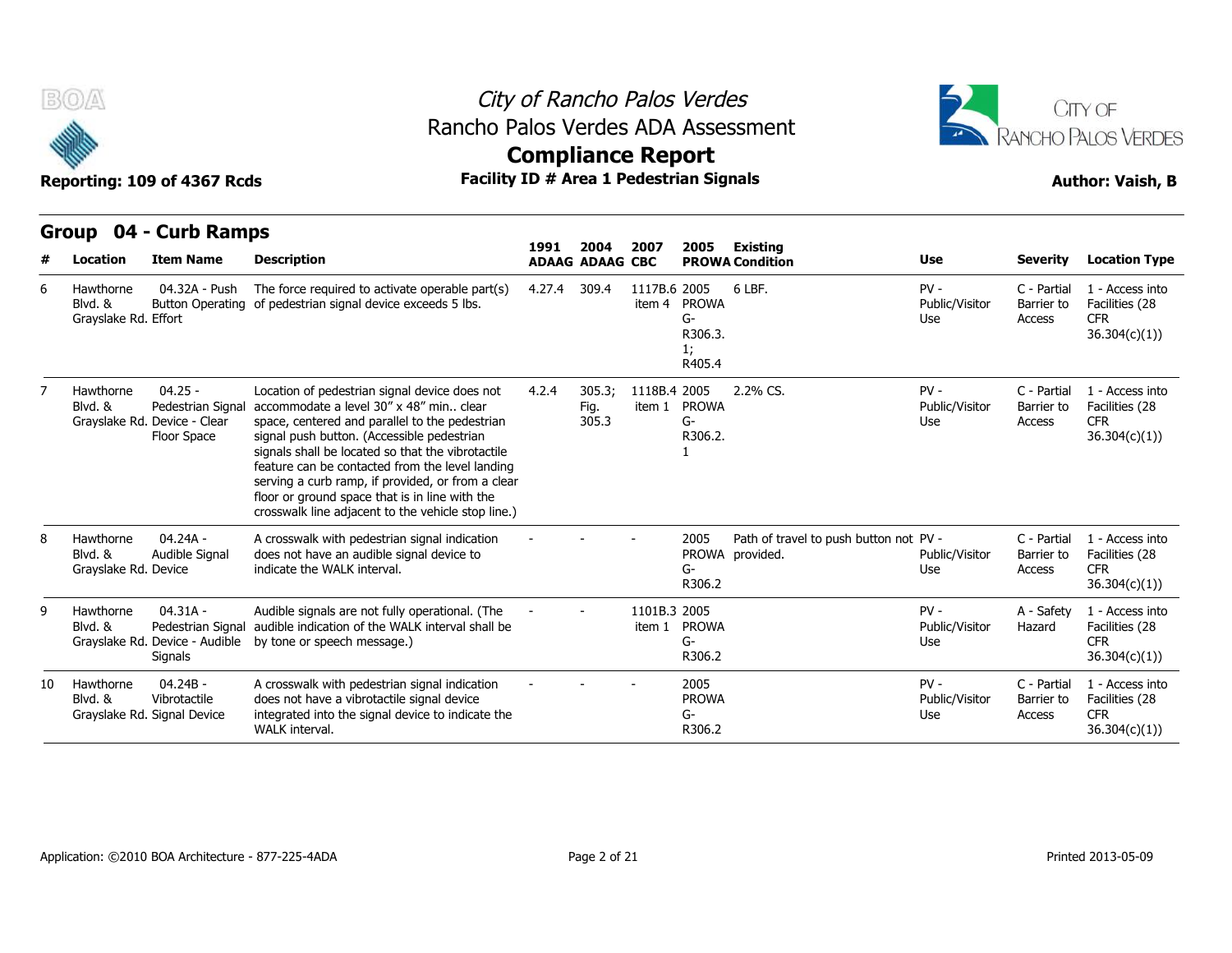# City of Rancho Palos Verdes
## Rancho Palos Verdes ADA Assessment
## Compliance Report

**Reporting: 109 of 4367 Rcds** | **Facility ID # Area 1 Pedestrian Signals** | **Author: Vaish, B**

## Group 04 - Curb Ramps

| # | Location | Item Name | Description | 1991 ADAAG | 2004 ADAAG | 2007 CBC | 2005 PROWA | Existing Condition | Use | Severity | Location Type |
|---|---|---|---|---|---|---|---|---|---|---|---|
| 6 | Hawthorne Blvd. & Grayslake Rd. | 04.32A - Push Button Operating Effort | The force required to activate operable part(s) of pedestrian signal device exceeds 5 lbs. | 4.27.4 | 309.4 | 1117B.6 item 4 | 2005 PROWA G-R306.3.1; R405.4 | 6 LBF. | PV - Public/Visitor Use | C - Partial Barrier to Access | 1 - Access into Facilities (28 CFR 36.304(c)(1)) |
| 7 | Hawthorne Blvd. & Grayslake Rd. | 04.25 - Pedestrian Signal Device - Clear Floor Space | Location of pedestrian signal device does not accommodate a level 30" x 48" min.. clear space, centered and parallel to the pedestrian signal push button. (Accessible pedestrian signals shall be located so that the vibrotactile feature can be contacted from the level landing serving a curb ramp, if provided, or from a clear floor or ground space that is in line with the crosswalk line adjacent to the vehicle stop line.) | 4.2.4 | 305.3; Fig. 305.3 | 1118B.4 item 1 | 2005 PROWA G-R306.2.1 | 2.2% CS. | PV - Public/Visitor Use | C - Partial Barrier to Access | 1 - Access into Facilities (28 CFR 36.304(c)(1)) |
| 8 | Hawthorne Blvd. & Grayslake Rd. | 04.24A - Audible Signal Device | A crosswalk with pedestrian signal indication does not have an audible signal device to indicate the WALK interval. | - | - | - | 2005 PROWA G-R306.2 | Path of travel to push button not provided. | PV - Public/Visitor Use | C - Partial Barrier to Access | 1 - Access into Facilities (28 CFR 36.304(c)(1)) |
| 9 | Hawthorne Blvd. & Grayslake Rd. | 04.31A - Pedestrian Signal Device - Audible Signals | Audible signals are not fully operational. (The audible indication of the WALK interval shall be by tone or speech message.) | - | - | 1101B.3 item 1 | 2005 PROWA G-R306.2 | | PV - Public/Visitor Use | A - Safety Hazard | 1 - Access into Facilities (28 CFR 36.304(c)(1)) |
| 10 | Hawthorne Blvd. & Grayslake Rd. | 04.24B - Vibrotactile Signal Device | A crosswalk with pedestrian signal indication does not have a vibrotactile signal device integrated into the signal device to indicate the WALK interval. | - | - | - | 2005 PROWA G-R306.2 | | PV - Public/Visitor Use | C - Partial Barrier to Access | 1 - Access into Facilities (28 CFR 36.304(c)(1)) |

Application: ©2010 BOA Architecture - 877-225-4ADA | Printed 2013-05-09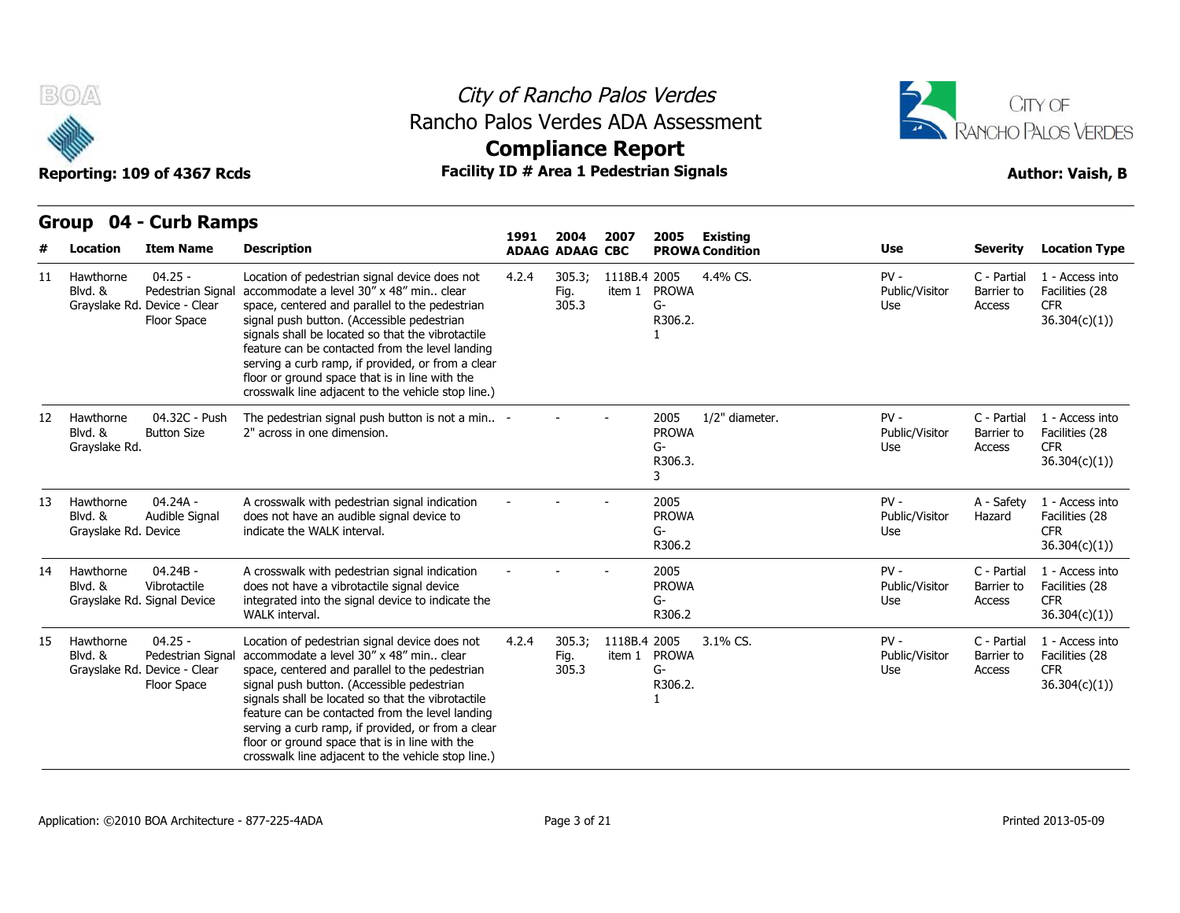# City of Rancho Palos Verdes
## Rancho Palos Verdes ADA Assessment
## Compliance Report

**Reporting: 109 of 4367 Rcds** | **Facility ID # Area 1 Pedestrian Signals** | **Author: Vaish, B**

## Group 04 - Curb Ramps

| # | Location | Item Name | Description | 1991 ADAAG | 2004 ADAAG | 2007 CBC | 2005 PROWA | Existing Condition | Use | Severity | Location Type |
|---|---|---|---|---|---|---|---|---|---|---|---|
| 11 | Hawthorne Blvd. & Grayslake Rd. | 04.25 - Pedestrian Signal Device - Clear Floor Space | Location of pedestrian signal device does not accommodate a level 30" x 48" min.. clear space, centered and parallel to the pedestrian signal push button. (Accessible pedestrian signals shall be located so that the vibrotactile feature can be contacted from the level landing serving a curb ramp, if provided, or from a clear floor or ground space that is in line with the crosswalk line adjacent to the vehicle stop line.) | 4.2.4 | 305.3; Fig. 305.3 | 1118B.4 item 1 | 2005 PROWA G-R306.2.1 | 4.4% CS. | PV - Public/Visitor Use | C - Partial Barrier to Access | 1 - Access into Facilities (28 CFR 36.304(c)(1)) |
| 12 | Hawthorne Blvd. & Grayslake Rd. | 04.32C - Push Button Size | The pedestrian signal push button is not a min.. 2" across in one dimension. | - | - | - | 2005 PROWA G-R306.3.3 | 1/2" diameter. | PV - Public/Visitor Use | C - Partial Barrier to Access | 1 - Access into Facilities (28 CFR 36.304(c)(1)) |
| 13 | Hawthorne Blvd. & Grayslake Rd. | 04.24A - Audible Signal Device | A crosswalk with pedestrian signal indication does not have an audible signal device to indicate the WALK interval. | - | - | - | 2005 PROWA G-R306.2 | | PV - Public/Visitor Use | A - Safety Hazard | 1 - Access into Facilities (28 CFR 36.304(c)(1)) |
| 14 | Hawthorne Blvd. & Grayslake Rd. | 04.24B - Vibrotactile Signal Device | A crosswalk with pedestrian signal indication does not have a vibrotactile signal device integrated into the signal device to indicate the WALK interval. | - | - | - | 2005 PROWA G-R306.2 | | PV - Public/Visitor Use | C - Partial Barrier to Access | 1 - Access into Facilities (28 CFR 36.304(c)(1)) |
| 15 | Hawthorne Blvd. & Grayslake Rd. | 04.25 - Pedestrian Signal Device - Clear Floor Space | Location of pedestrian signal device does not accommodate a level 30" x 48" min.. clear space, centered and parallel to the pedestrian signal push button. (Accessible pedestrian signals shall be located so that the vibrotactile feature can be contacted from the level landing serving a curb ramp, if provided, or from a clear floor or ground space that is in line with the crosswalk line adjacent to the vehicle stop line.) | 4.2.4 | 305.3; Fig. 305.3 | 1118B.4 item 1 | 2005 PROWA G-R306.2.1 | 3.1% CS. | PV - Public/Visitor Use | C - Partial Barrier to Access | 1 - Access into Facilities (28 CFR 36.304(c)(1)) |

Application: ©2010 BOA Architecture - 877-225-4ADA | Printed 2013-05-09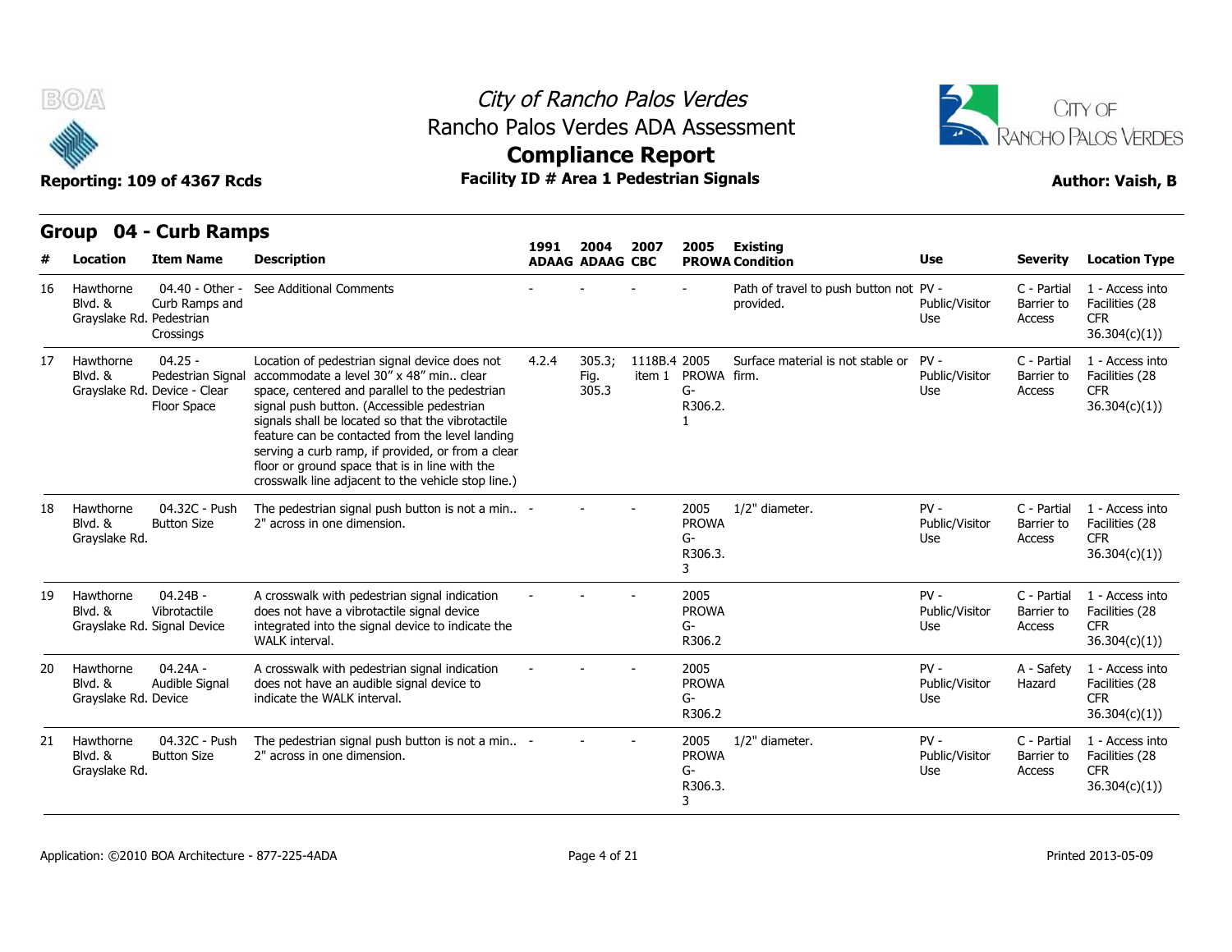# City of Rancho Palos Verdes
## Rancho Palos Verdes ADA Assessment
## Compliance Report

**Reporting: 109 of 4367 Rcds** | **Facility ID # Area 1 Pedestrian Signals** | **Author: Vaish, B**

## Group 04 - Curb Ramps

| # | Location | Item Name | Description | 1991 ADAAG | 2004 ADAAG | 2007 CBC | 2005 PROWA | Existing Condition | Use | Severity | Location Type |
|---|---|---|---|---|---|---|---|---|---|---|---|
| 16 | Hawthorne Blvd. & Grayslake Rd. | 04.40 - Other - Curb Ramps and Pedestrian Crossings | See Additional Comments | - | - | - | - | Path of travel to push button not provided. | PV - Public/Visitor Use | C - Partial Barrier to Access | 1 - Access into Facilities (28 CFR 36.304(c)(1)) |
| 17 | Hawthorne Blvd. & Grayslake Rd. | 04.25 - Pedestrian Signal Device - Clear Floor Space | Location of pedestrian signal device does not accommodate a level 30" x 48" min.. clear space, centered and parallel to the pedestrian signal push button. (Accessible pedestrian signals shall be located so that the vibrotactile feature can be contacted from the level landing serving a curb ramp, if provided, or from a clear floor or ground space that is in line with the crosswalk line adjacent to the vehicle stop line.) | 4.2.4 | 305.3; Fig. 305.3 | 1118B.4 item 1 | 2005 PROWA G-R306.2.1 | Surface material is not stable or firm. | PV - Public/Visitor Use | C - Partial Barrier to Access | 1 - Access into Facilities (28 CFR 36.304(c)(1)) |
| 18 | Hawthorne Blvd. & Grayslake Rd. | 04.32C - Push Button Size | The pedestrian signal push button is not a min.. 2" across in one dimension. | - | - | - | 2005 PROWA G-R306.3.3 | 1/2" diameter. | PV - Public/Visitor Use | C - Partial Barrier to Access | 1 - Access into Facilities (28 CFR 36.304(c)(1)) |
| 19 | Hawthorne Blvd. & Grayslake Rd. | 04.24B - Vibrotactile Signal Device | A crosswalk with pedestrian signal indication does not have a vibrotactile signal device integrated into the signal device to indicate the WALK interval. | - | - | - | 2005 PROWA G-R306.2 | | PV - Public/Visitor Use | C - Partial Barrier to Access | 1 - Access into Facilities (28 CFR 36.304(c)(1)) |
| 20 | Hawthorne Blvd. & Grayslake Rd. | 04.24A - Audible Signal Device | A crosswalk with pedestrian signal indication does not have an audible signal device to indicate the WALK interval. | - | - | - | 2005 PROWA G-R306.2 | | PV - Public/Visitor Use | A - Safety Hazard | 1 - Access into Facilities (28 CFR 36.304(c)(1)) |
| 21 | Hawthorne Blvd. & Grayslake Rd. | 04.32C - Push Button Size | The pedestrian signal push button is not a min.. 2" across in one dimension. | - | - | - | 2005 PROWA G-R306.3.3 | 1/2" diameter. | PV - Public/Visitor Use | C - Partial Barrier to Access | 1 - Access into Facilities (28 CFR 36.304(c)(1)) |

Application: ©2010 BOA Architecture - 877-225-4ADA | Printed 2013-05-09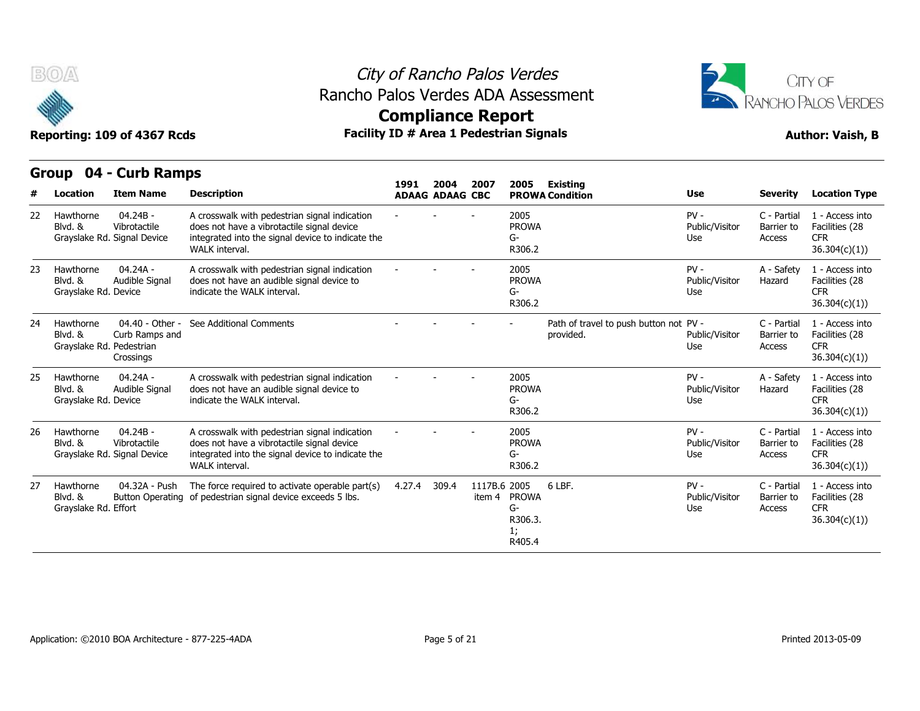City of Rancho Palos Verdes
Rancho Palos Verdes ADA Assessment

# Compliance Report

Reporting: 109 of 4367 Rcds

**Facility ID # Area 1 Pedestrian Signals**

**Author: Vaish, B**

## Group 04 - Curb Ramps

| # | Location | Item Name | Description | 1991 ADAAG | 2004 ADAAG | 2007 CBC | 2005 PROWA | Existing Condition | Use | Severity | Location Type |
|---|---|---|---|---|---|---|---|---|---|---|---|
| 22 | Hawthorne Blvd. & Grayslake Rd. | 04.24B - Vibrotactile Signal Device | A crosswalk with pedestrian signal indication does not have a vibrotactile signal device integrated into the signal device to indicate the WALK interval. | - | - | - | 2005 PROWA G-R306.2 | | PV - Public/Visitor Use | C - Partial Barrier to Access | 1 - Access into Facilities (28 CFR 36.304(c)(1)) |
| 23 | Hawthorne Blvd. & Grayslake Rd. | 04.24A - Audible Signal Device | A crosswalk with pedestrian signal indication does not have an audible signal device to indicate the WALK interval. | - | - | - | 2005 PROWA G-R306.2 | | PV - Public/Visitor Use | A - Safety Hazard | 1 - Access into Facilities (28 CFR 36.304(c)(1)) |
| 24 | Hawthorne Blvd. & Grayslake Rd. | 04.40 - Other - Curb Ramps and Pedestrian Crossings | See Additional Comments | - | - | - | - | Path of travel to push button not provided. | PV - Public/Visitor Use | C - Partial Barrier to Access | 1 - Access into Facilities (28 CFR 36.304(c)(1)) |
| 25 | Hawthorne Blvd. & Grayslake Rd. | 04.24A - Audible Signal Device | A crosswalk with pedestrian signal indication does not have an audible signal device to indicate the WALK interval. | - | - | - | 2005 PROWA G-R306.2 | | PV - Public/Visitor Use | A - Safety Hazard | 1 - Access into Facilities (28 CFR 36.304(c)(1)) |
| 26 | Hawthorne Blvd. & Grayslake Rd. | 04.24B - Vibrotactile Signal Device | A crosswalk with pedestrian signal indication does not have a vibrotactile signal device integrated into the signal device to indicate the WALK interval. | - | - | - | 2005 PROWA G-R306.2 | | PV - Public/Visitor Use | C - Partial Barrier to Access | 1 - Access into Facilities (28 CFR 36.304(c)(1)) |
| 27 | Hawthorne Blvd. & Grayslake Rd. | 04.32A - Push Button Operating Effort | The force required to activate operable part(s) of pedestrian signal device exceeds 5 lbs. | 4.27.4 | 309.4 | 1117B.6 item 4 | 2005 PROWA G-R306.3.1; R405.4 | 6 LBF. | PV - Public/Visitor Use | C - Partial Barrier to Access | 1 - Access into Facilities (28 CFR 36.304(c)(1)) |

Application: ©2010 BOA Architecture - 877-225-4ADA

Printed 2013-05-09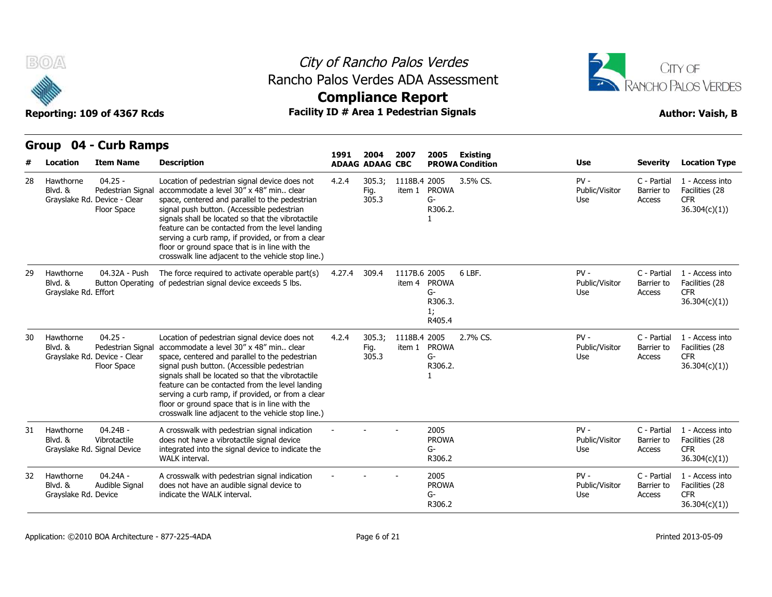# City of Rancho Palos Verdes
## Rancho Palos Verdes ADA Assessment
## Compliance Report

Reporting: 109 of 4367 Rcds

**Facility ID # Area 1 Pedestrian Signals**

Author: Vaish, B

## Group 04 - Curb Ramps

| # | Location | Item Name | Description | 1991 ADAAG | 2004 ADAAG | 2007 CBC | 2005 PROWA | Existing Condition | Use | Severity | Location Type |
|---|---|---|---|---|---|---|---|---|---|---|---|
| 28 | Hawthorne Blvd. & Grayslake Rd. | 04.25 - Pedestrian Signal Device - Clear Floor Space | Location of pedestrian signal device does not accommodate a level 30" x 48" min.. clear space, centered and parallel to the pedestrian signal push button. (Accessible pedestrian signals shall be located so that the vibrotactile feature can be contacted from the level landing serving a curb ramp, if provided, or from a clear floor or ground space that is in line with the crosswalk line adjacent to the vehicle stop line.) | 4.2.4 | 305.3; Fig. 305.3 | 1118B.4 item 1 | 2005 PROWA G-R306.2.1 | 3.5% CS. | PV - Public/Visitor Use | C - Partial Barrier to Access | 1 - Access into Facilities (28 CFR 36.304(c)(1)) |
| 29 | Hawthorne Blvd. & Grayslake Rd. | 04.32A - Push Button Operating Effort | The force required to activate operable part(s) of pedestrian signal device exceeds 5 lbs. | 4.27.4 | 309.4 | 1117B.6 item 4 | 2005 PROWA G-R306.3.1; R405.4 | 6 LBF. | PV - Public/Visitor Use | C - Partial Barrier to Access | 1 - Access into Facilities (28 CFR 36.304(c)(1)) |
| 30 | Hawthorne Blvd. & Grayslake Rd. | 04.25 - Pedestrian Signal Device - Clear Floor Space | Location of pedestrian signal device does not accommodate a level 30" x 48" min.. clear space, centered and parallel to the pedestrian signal push button. (Accessible pedestrian signals shall be located so that the vibrotactile feature can be contacted from the level landing serving a curb ramp, if provided, or from a clear floor or ground space that is in line with the crosswalk line adjacent to the vehicle stop line.) | 4.2.4 | 305.3; Fig. 305.3 | 1118B.4 item 1 | 2005 PROWA G-R306.2.1 | 2.7% CS. | PV - Public/Visitor Use | C - Partial Barrier to Access | 1 - Access into Facilities (28 CFR 36.304(c)(1)) |
| 31 | Hawthorne Blvd. & Grayslake Rd. | 04.24B - Vibrotactile Signal Device | A crosswalk with pedestrian signal indication does not have a vibrotactile signal device integrated into the signal device to indicate the WALK interval. | - | - | - | 2005 PROWA G-R306.2 | | PV - Public/Visitor Use | C - Partial Barrier to Access | 1 - Access into Facilities (28 CFR 36.304(c)(1)) |
| 32 | Hawthorne Blvd. & Grayslake Rd. | 04.24A - Audible Signal Device | A crosswalk with pedestrian signal indication does not have an audible signal device to indicate the WALK interval. | - | - | - | 2005 PROWA G-R306.2 | | PV - Public/Visitor Use | C - Partial Barrier to Access | 1 - Access into Facilities (28 CFR 36.304(c)(1)) |

Application: ©2010 BOA Architecture - 877-225-4ADA

Printed 2013-05-09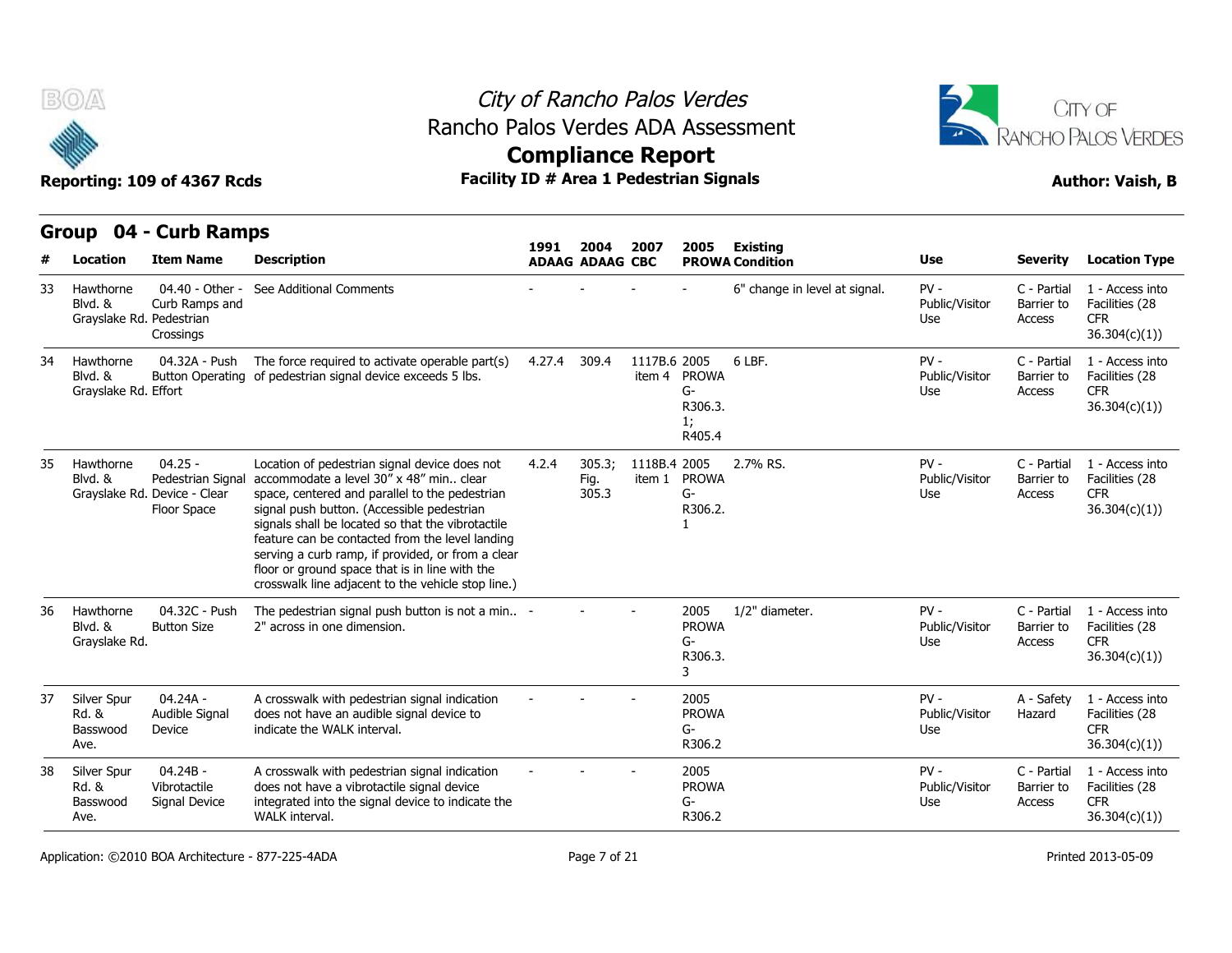# City of Rancho Palos Verdes
## Rancho Palos Verdes ADA Assessment
## Compliance Report

**Reporting: 109 of 4367 Rcds** | **Facility ID # Area 1 Pedestrian Signals** | **Author: Vaish, B**

## Group 04 - Curb Ramps

| # | Location | Item Name | Description | 1991 ADAAG | 2004 ADAAG | 2007 CBC | 2005 PROWA | Existing Condition | Use | Severity | Location Type |
|---|---|---|---|---|---|---|---|---|---|---|---|
| 33 | Hawthorne Blvd. & Grayslake Rd. | 04.40 - Other - Curb Ramps and Pedestrian Crossings | See Additional Comments | - | - | - | - | 6" change in level at signal. | PV - Public/Visitor Use | C - Partial Barrier to Access | 1 - Access into Facilities (28 CFR 36.304(c)(1)) |
| 34 | Hawthorne Blvd. & Grayslake Rd. | 04.32A - Push Button Operating Effort | The force required to activate operable part(s) of pedestrian signal device exceeds 5 lbs. | 4.27.4 | 309.4 | 1117B.6 item 4 | 2005 PROWA G-R306.3.1; R405.4 | 6 LBF. | PV - Public/Visitor Use | C - Partial Barrier to Access | 1 - Access into Facilities (28 CFR 36.304(c)(1)) |
| 35 | Hawthorne Blvd. & Grayslake Rd. | 04.25 - Pedestrian Signal Device - Clear Floor Space | Location of pedestrian signal device does not accommodate a level 30" x 48" min.. clear space, centered and parallel to the pedestrian signal push button. (Accessible pedestrian signals shall be located so that the vibrotactile feature can be contacted from the level landing serving a curb ramp, if provided, or from a clear floor or ground space that is in line with the crosswalk line adjacent to the vehicle stop line.) | 4.2.4 | 305.3; Fig. 305.3 | 1118B.4 item 1 | 2005 PROWA G-R306.2.1 | 2.7% RS. | PV - Public/Visitor Use | C - Partial Barrier to Access | 1 - Access into Facilities (28 CFR 36.304(c)(1)) |
| 36 | Hawthorne Blvd. & Grayslake Rd. | 04.32C - Push Button Size | The pedestrian signal push button is not a min.. 2" across in one dimension. | - | - | - | 2005 PROWA G-R306.3.3 | 1/2" diameter. | PV - Public/Visitor Use | C - Partial Barrier to Access | 1 - Access into Facilities (28 CFR 36.304(c)(1)) |
| 37 | Silver Spur Rd. & Basswood Ave. | 04.24A - Audible Signal Device | A crosswalk with pedestrian signal indication does not have an audible signal device to indicate the WALK interval. | - | - | - | 2005 PROWA G-R306.2 | | PV - Public/Visitor Use | A - Safety Hazard | 1 - Access into Facilities (28 CFR 36.304(c)(1)) |
| 38 | Silver Spur Rd. & Basswood Ave. | 04.24B - Vibrotactile Signal Device | A crosswalk with pedestrian signal indication does not have a vibrotactile signal device integrated into the signal device to indicate the WALK interval. | - | - | - | 2005 PROWA G-R306.2 | | PV - Public/Visitor Use | C - Partial Barrier to Access | 1 - Access into Facilities (28 CFR 36.304(c)(1)) |

Application: ©2010 BOA Architecture - 877-225-4ADA | Printed 2013-05-09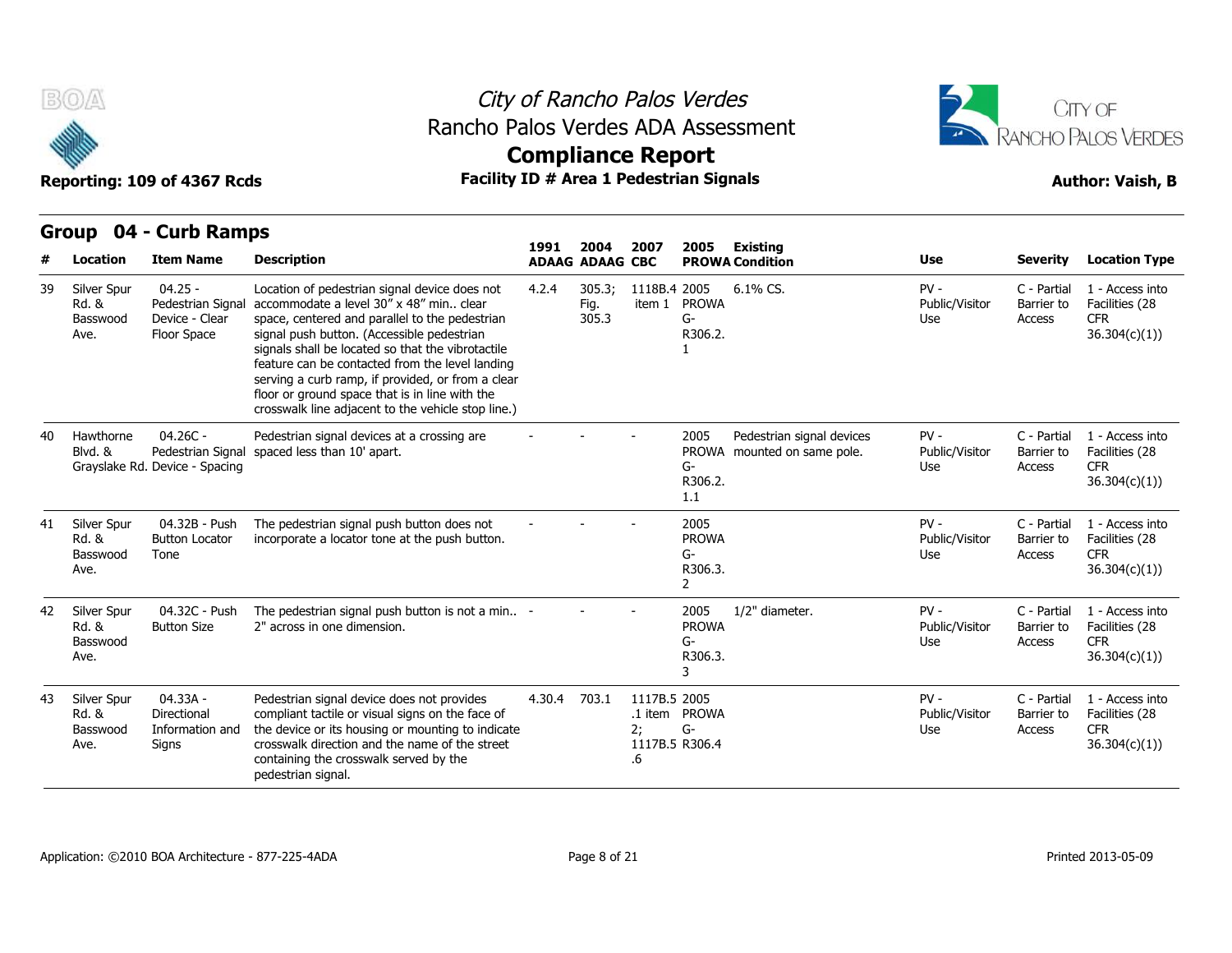# City of Rancho Palos Verdes
## Rancho Palos Verdes ADA Assessment
## Compliance Report

**Reporting: 109 of 4367 Rcds** | **Facility ID # Area 1 Pedestrian Signals** | **Author: Vaish, B**

## Group 04 - Curb Ramps

| # | Location | Item Name | Description | 1991 ADAAG | 2004 ADAAG | 2007 CBC | 2005 PROWA | Existing Condition | Use | Severity | Location Type |
|---|---|---|---|---|---|---|---|---|---|---|---|
| 39 | Silver Spur Rd. & Basswood Ave. | 04.25 - Pedestrian Signal Device - Clear Floor Space | Location of pedestrian signal device does not accommodate a level 30" x 48" min.. clear space, centered and parallel to the pedestrian signal push button. (Accessible pedestrian signals shall be located so that the vibrotactile feature can be contacted from the level landing serving a curb ramp, if provided, or from a clear floor or ground space that is in line with the crosswalk line adjacent to the vehicle stop line.) | 4.2.4 | 305.3; Fig. 305.3 | 1118B.4 item 1 | 2005 PROWA G-R306.2.1 | 6.1% CS. | PV - Public/Visitor Use | C - Partial Barrier to Access | 1 - Access into Facilities (28 CFR 36.304(c)(1)) |
| 40 | Hawthorne Blvd. & Grayslake Rd. | 04.26C - Pedestrian Signal Device - Spacing | Pedestrian signal devices at a crossing are spaced less than 10' apart. | - | - | - | 2005 PROWA G-R306.2.1.1 | Pedestrian signal devices mounted on same pole. | PV - Public/Visitor Use | C - Partial Barrier to Access | 1 - Access into Facilities (28 CFR 36.304(c)(1)) |
| 41 | Silver Spur Rd. & Basswood Ave. | 04.32B - Push Button Locator Tone | The pedestrian signal push button does not incorporate a locator tone at the push button. | - | - | - | 2005 PROWA G-R306.3.2 | | PV - Public/Visitor Use | C - Partial Barrier to Access | 1 - Access into Facilities (28 CFR 36.304(c)(1)) |
| 42 | Silver Spur Rd. & Basswood Ave. | 04.32C - Push Button Size | The pedestrian signal push button is not a min.. 2" across in one dimension. | - | - | - | 2005 PROWA G-R306.3.3 | 1/2" diameter. | PV - Public/Visitor Use | C - Partial Barrier to Access | 1 - Access into Facilities (28 CFR 36.304(c)(1)) |
| 43 | Silver Spur Rd. & Basswood Ave. | 04.33A - Directional Information and Signs | Pedestrian signal device does not provides compliant tactile or visual signs on the face of the device or its housing or mounting to indicate crosswalk direction and the name of the street containing the crosswalk served by the pedestrian signal. | 4.30.4 | 703.1 | 1117B5.1 item 2; 1117B.5.6 | 2005 PROWA G-R306.4 | | PV - Public/Visitor Use | C - Partial Barrier to Access | 1 - Access into Facilities (28 CFR 36.304(c)(1)) |

Application: ©2010 BOA Architecture - 877-225-4ADA | Printed 2013-05-09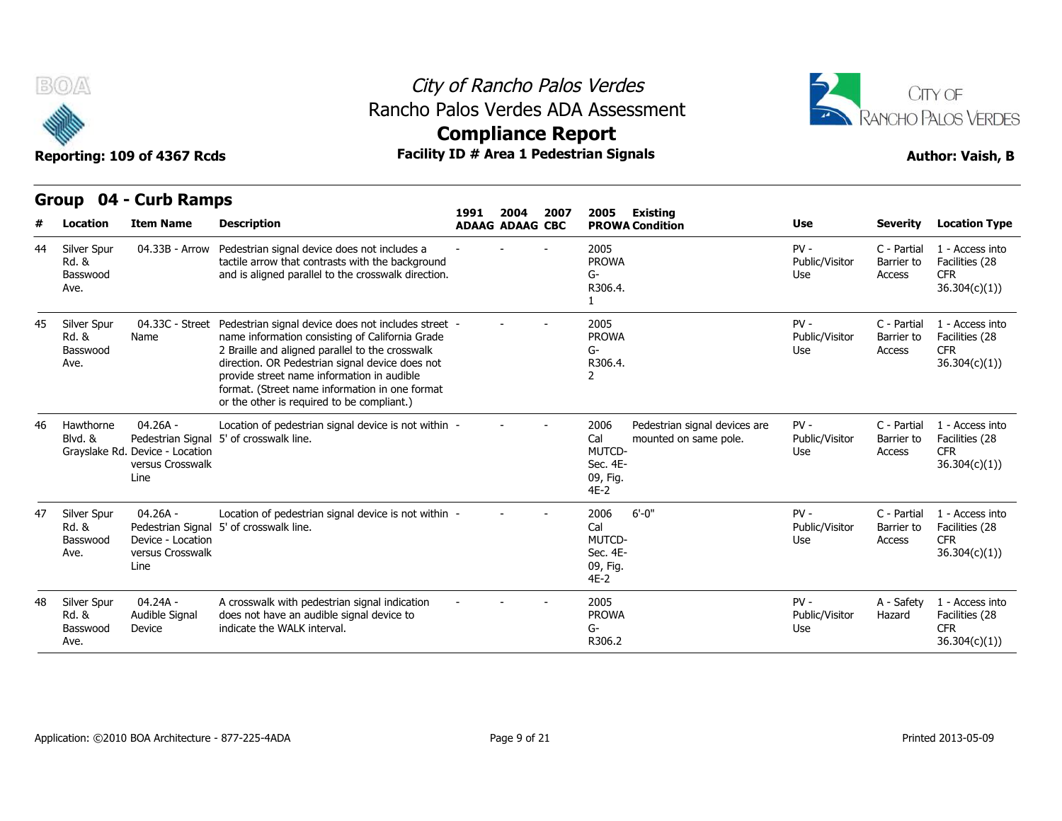# City of Rancho Palos Verdes
## Rancho Palos Verdes ADA Assessment
## Compliance Report

**Reporting: 109 of 4367 Rcds** **Facility ID # Area 1 Pedestrian Signals** **Author: Vaish, B**

## Group 04 - Curb Ramps

| # | Location | Item Name | Description | 1991 ADAAG | 2004 ADAAG | 2007 CBC | 2005 PROWA | Existing Condition | Use | Severity | Location Type |
|---|---|---|---|---|---|---|---|---|---|---|---|
| 44 | Silver Spur Rd. & Basswood Ave. | 04.33B - Arrow | Pedestrian signal device does not includes a tactile arrow that contrasts with the background and is aligned parallel to the crosswalk direction. | - | - | - | 2005 PROWA G-R306.4.1 | | PV - Public/Visitor Use | C - Partial Barrier to Access | 1 - Access into Facilities (28 CFR 36.304(c)(1)) |
| 45 | Silver Spur Rd. & Basswood Ave. | 04.33C - Street Name | Pedestrian signal device does not includes street name information consisting of California Grade 2 Braille and aligned parallel to the crosswalk direction. OR Pedestrian signal device does not provide street name information in audible format. (Street name information in one format or the other is required to be compliant.) | - | - | - | 2005 PROWA G-R306.4.2 | | PV - Public/Visitor Use | C - Partial Barrier to Access | 1 - Access into Facilities (28 CFR 36.304(c)(1)) |
| 46 | Hawthorne Blvd. & Grayslake Rd. | 04.26A - Pedestrian Signal Device - Location versus Crosswalk Line | Location of pedestrian signal device is not within 5' of crosswalk line. | - | - | - | 2006 Cal MUTCD-Sec. 4E-09, Fig. 4E-2 | Pedestrian signal devices are mounted on same pole. | PV - Public/Visitor Use | C - Partial Barrier to Access | 1 - Access into Facilities (28 CFR 36.304(c)(1)) |
| 47 | Silver Spur Rd. & Basswood Ave. | 04.26A - Pedestrian Signal Device - Location versus Crosswalk Line | Location of pedestrian signal device is not within 5' of crosswalk line. | - | - | - | 2006 Cal MUTCD-Sec. 4E-09, Fig. 4E-2 | 6'-0" | PV - Public/Visitor Use | C - Partial Barrier to Access | 1 - Access into Facilities (28 CFR 36.304(c)(1)) |
| 48 | Silver Spur Rd. & Basswood Ave. | 04.24A - Audible Signal Device | A crosswalk with pedestrian signal indication does not have an audible signal device to indicate the WALK interval. | - | - | - | 2005 PROWA G-R306.2 | | PV - Public/Visitor Use | A - Safety Hazard | 1 - Access into Facilities (28 CFR 36.304(c)(1)) |

Application: ©2010 BOA Architecture - 877-225-4ADA Printed 2013-05-09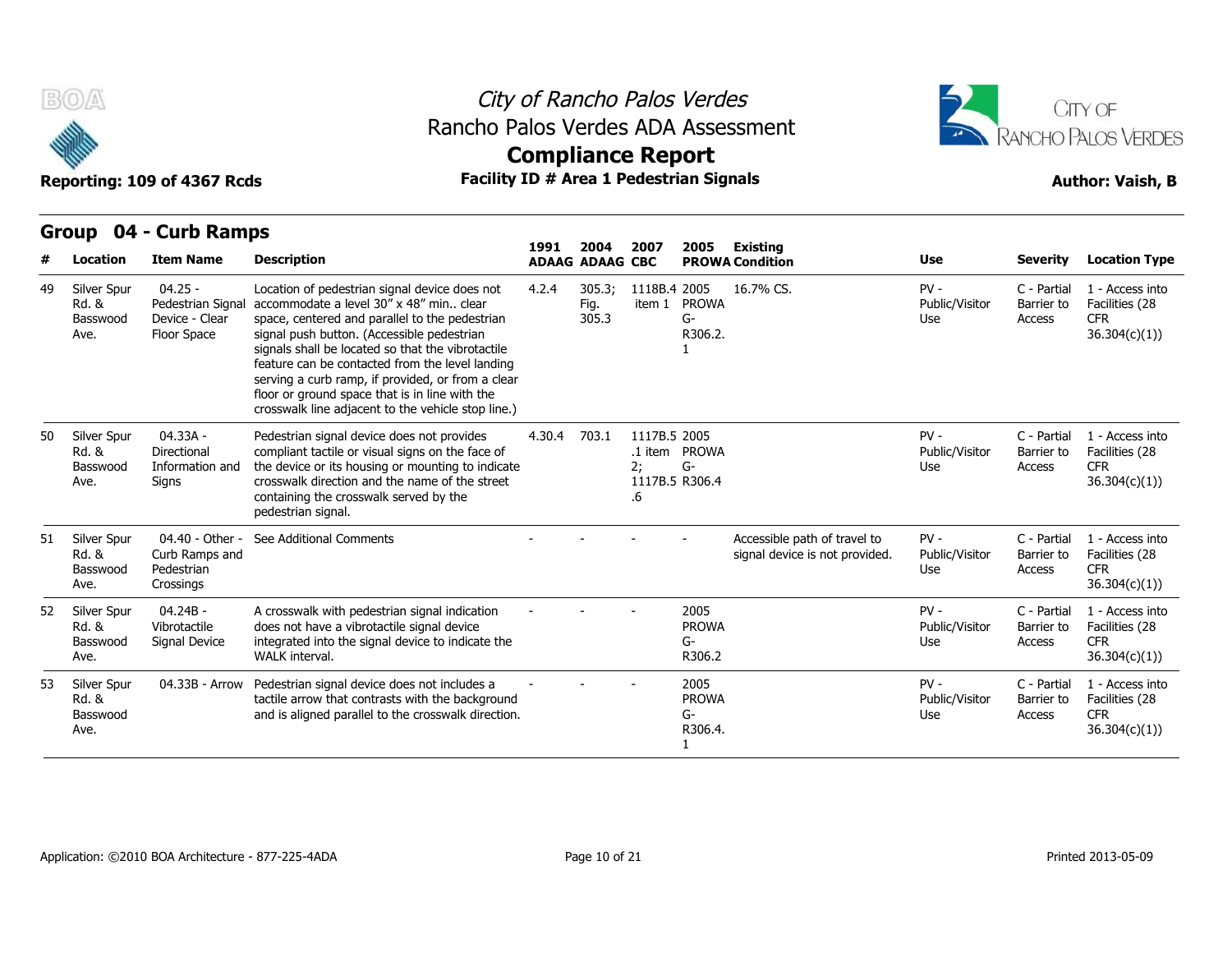# City of Rancho Palos Verdes
## Rancho Palos Verdes ADA Assessment
## Compliance Report

**Reporting: 109 of 4367 Rcds** | **Facility ID # Area 1 Pedestrian Signals** | **Author: Vaish, B**

## Group 04 - Curb Ramps

| # | Location | Item Name | Description | 1991 ADAAG | 2004 ADAAG | 2007 CBC | 2005 PROWA | Existing Condition | Use | Severity | Location Type |
|---|---|---|---|---|---|---|---|---|---|---|---|
| 49 | Silver Spur Rd. & Basswood Ave. | 04.25 - Pedestrian Signal Device - Clear Floor Space | Location of pedestrian signal device does not accommodate a level 30" x 48" min.. clear space, centered and parallel to the pedestrian signal push button. (Accessible pedestrian signals shall be located so that the vibrotactile feature can be contacted from the level landing serving a curb ramp, if provided, or from a clear floor or ground space that is in line with the crosswalk line adjacent to the vehicle stop line.) | 4.2.4 | 305.3; Fig. 305.3 | 1118B.4 item 1 | 2005 PROWA G-R306.2.1 | 16.7% CS. | PV - Public/Visitor Use | C - Partial Barrier to Access | 1 - Access into Facilities (28 CFR 36.304(c)(1)) |
| 50 | Silver Spur Rd. & Basswood Ave. | 04.33A - Directional Information and Signs | Pedestrian signal device does not provides compliant tactile or visual signs on the face of the device or its housing or mounting to indicate crosswalk direction and the name of the street containing the crosswalk served by the pedestrian signal. | 4.30.4 | 703.1 | 1117B.5.1 item 2; 1117B.5.6 | 2005 PROWA G-R306.4 | | PV - Public/Visitor Use | C - Partial Barrier to Access | 1 - Access into Facilities (28 CFR 36.304(c)(1)) |
| 51 | Silver Spur Rd. & Basswood Ave. | 04.40 - Other - Curb Ramps and Pedestrian Crossings | See Additional Comments | - | - | - | - | Accessible path of travel to signal device is not provided. | PV - Public/Visitor Use | C - Partial Barrier to Access | 1 - Access into Facilities (28 CFR 36.304(c)(1)) |
| 52 | Silver Spur Rd. & Basswood Ave. | 04.24B - Vibrotactile Signal Device | A crosswalk with pedestrian signal indication does not have a vibrotactile signal device integrated into the signal device to indicate the WALK interval. | - | - | - | 2005 PROWA G-R306.2 | | PV - Public/Visitor Use | C - Partial Barrier to Access | 1 - Access into Facilities (28 CFR 36.304(c)(1)) |
| 53 | Silver Spur Rd. & Basswood Ave. | 04.33B - Arrow | Pedestrian signal device does not includes a tactile arrow that contrasts with the background and is aligned parallel to the crosswalk direction. | - | - | - | 2005 PROWA G-R306.4.1 | | PV - Public/Visitor Use | C - Partial Barrier to Access | 1 - Access into Facilities (28 CFR 36.304(c)(1)) |

Application: ©2010 BOA Architecture - 877-225-4ADA | Printed 2013-05-09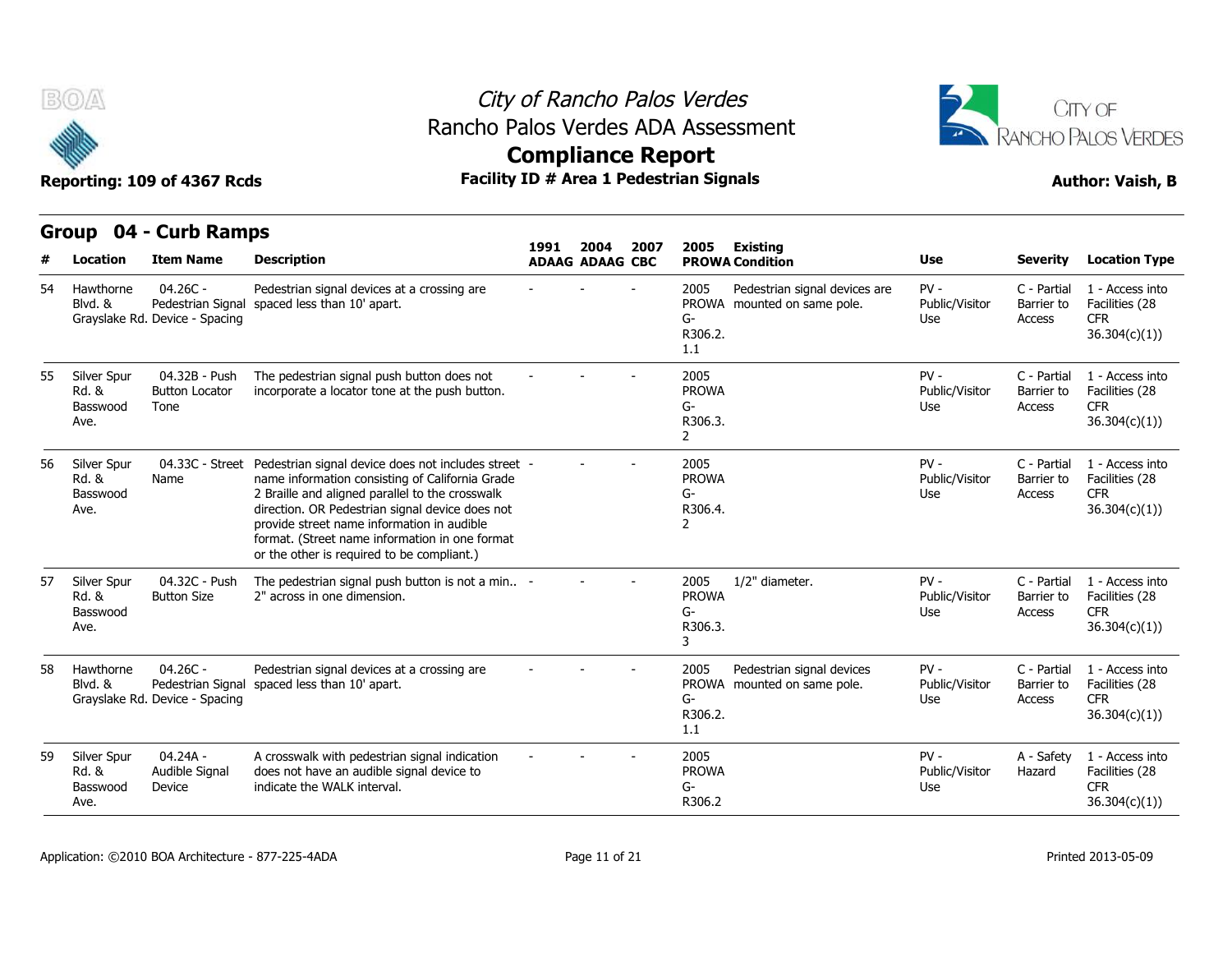# City of Rancho Palos Verdes
## Rancho Palos Verdes ADA Assessment
## Compliance Report

**Reporting: 109 of 4367 Rcds** | **Facility ID # Area 1 Pedestrian Signals** | **Author: Vaish, B**

## Group 04 - Curb Ramps

| # | Location | Item Name | Description | 1991 ADAAG | 2004 ADAAG | 2007 CBC | 2005 PROWA | Existing Condition | Use | Severity | Location Type |
|---|---|---|---|---|---|---|---|---|---|---|---|
| 54 | Hawthorne Blvd. & Grayslake Rd. | 04.26C - Pedestrian Signal Device - Spacing | Pedestrian signal devices at a crossing are spaced less than 10' apart. | - | - | - | 2005 PROWA G-R306.2.1.1 | Pedestrian signal devices are mounted on same pole. | PV - Public/Visitor Use | C - Partial Barrier to Access | 1 - Access into Facilities (28 CFR 36.304(c)(1)) |
| 55 | Silver Spur Rd. & Basswood Ave. | 04.32B - Push Button Locator Tone | The pedestrian signal push button does not incorporate a locator tone at the push button. | - | - | - | 2005 PROWA G-R306.3.2 | | PV - Public/Visitor Use | C - Partial Barrier to Access | 1 - Access into Facilities (28 CFR 36.304(c)(1)) |
| 56 | Silver Spur Rd. & Basswood Ave. | 04.33C - Street Name | Pedestrian signal device does not includes street name information consisting of California Grade 2 Braille and aligned parallel to the crosswalk direction. OR Pedestrian signal device does not provide street name information in audible format. (Street name information in one format or the other is required to be compliant.) | - | - | - | 2005 PROWA G-R306.4.2 | | PV - Public/Visitor Use | C - Partial Barrier to Access | 1 - Access into Facilities (28 CFR 36.304(c)(1)) |
| 57 | Silver Spur Rd. & Basswood Ave. | 04.32C - Push Button Size | The pedestrian signal push button is not a min.. 2" across in one dimension. | - | - | - | 2005 PROWA G-R306.3.3 | 1/2" diameter. | PV - Public/Visitor Use | C - Partial Barrier to Access | 1 - Access into Facilities (28 CFR 36.304(c)(1)) |
| 58 | Hawthorne Blvd. & Grayslake Rd. | 04.26C - Pedestrian Signal Device - Spacing | Pedestrian signal devices at a crossing are spaced less than 10' apart. | - | - | - | 2005 PROWA G-R306.2.1.1 | Pedestrian signal devices mounted on same pole. | PV - Public/Visitor Use | C - Partial Barrier to Access | 1 - Access into Facilities (28 CFR 36.304(c)(1)) |
| 59 | Silver Spur Rd. & Basswood Ave. | 04.24A - Audible Signal Device | A crosswalk with pedestrian signal indication does not have an audible signal device to indicate the WALK interval. | - | - | - | 2005 PROWA G-R306.2 | | PV - Public/Visitor Use | A - Safety Hazard | 1 - Access into Facilities (28 CFR 36.304(c)(1)) |

Application: ©2010 BOA Architecture - 877-225-4ADA

Printed 2013-05-09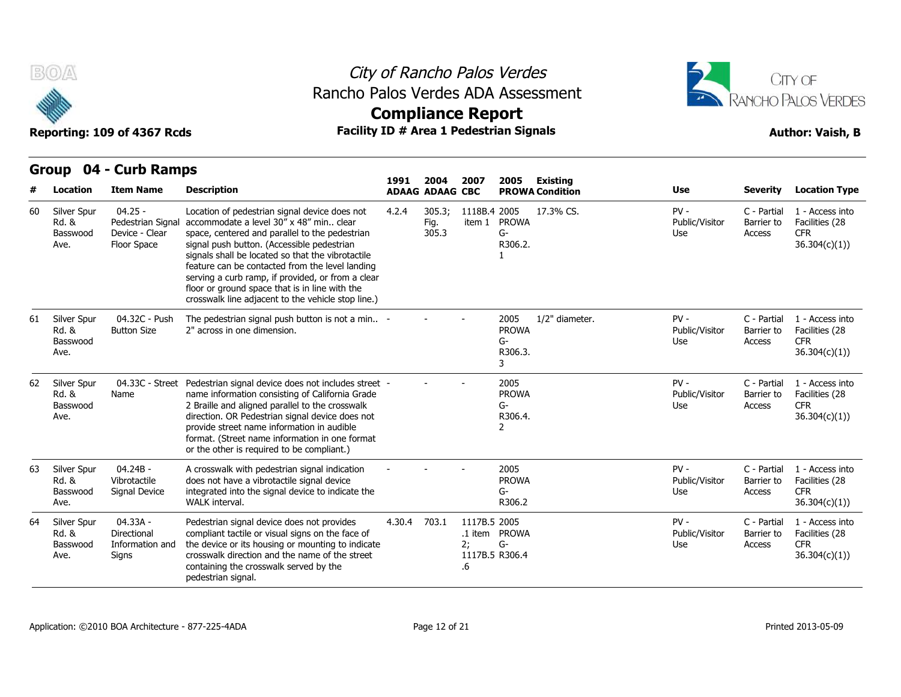# City of Rancho Palos Verdes
## Rancho Palos Verdes ADA Assessment
## Compliance Report

**Reporting: 109 of 4367 Rcds** | **Facility ID # Area 1 Pedestrian Signals** | **Author: Vaish, B**

### Group 04 - Curb Ramps

| # | Location | Item Name | Description | 1991 ADAAG | 2004 ADAAG | 2007 CBC | 2005 PROWA | Existing Condition | Use | Severity | Location Type |
|---|---|---|---|---|---|---|---|---|---|---|---|
| 60 | Silver Spur Rd. & Basswood Ave. | 04.25 - Pedestrian Signal Device - Clear Floor Space | Location of pedestrian signal device does not accommodate a level 30" x 48" min.. clear space, centered and parallel to the pedestrian signal push button. (Accessible pedestrian signals shall be located so that the vibrotactile feature can be contacted from the level landing serving a curb ramp, if provided, or from a clear floor or ground space that is in line with the crosswalk line adjacent to the vehicle stop line.) | 4.2.4 | 305.3; Fig. 305.3 | 1118B.4 item 1 | 2005 PROWA G-R306.2.1 | 17.3% CS. | PV - Public/Visitor Use | C - Partial Barrier to Access | 1 - Access into Facilities (28 CFR 36.304(c)(1)) |
| 61 | Silver Spur Rd. & Basswood Ave. | 04.32C - Push Button Size | The pedestrian signal push button is not a min.. 2" across in one dimension. | - | - | - | 2005 PROWA G-R306.3.3 | 1/2" diameter. | PV - Public/Visitor Use | C - Partial Barrier to Access | 1 - Access into Facilities (28 CFR 36.304(c)(1)) |
| 62 | Silver Spur Rd. & Basswood Ave. | 04.33C - Street Name | Pedestrian signal device does not includes street name information consisting of California Grade 2 Braille and aligned parallel to the crosswalk direction. OR Pedestrian signal device does not provide street name information in audible format. (Street name information in one format or the other is required to be compliant.) | - | - | - | 2005 PROWA G-R306.4.2 | | PV - Public/Visitor Use | C - Partial Barrier to Access | 1 - Access into Facilities (28 CFR 36.304(c)(1)) |
| 63 | Silver Spur Rd. & Basswood Ave. | 04.24B - Vibrotactile Signal Device | A crosswalk with pedestrian signal indication does not have a vibrotactile signal device integrated into the signal device to indicate the WALK interval. | - | - | - | 2005 PROWA G-R306.2 | | PV - Public/Visitor Use | C - Partial Barrier to Access | 1 - Access into Facilities (28 CFR 36.304(c)(1)) |
| 64 | Silver Spur Rd. & Basswood Ave. | 04.33A - Directional Information and Signs | Pedestrian signal device does not provides compliant tactile or visual signs on the face of the device or its housing or mounting to indicate crosswalk direction and the name of the street containing the crosswalk served by the pedestrian signal. | 4.30.4 | 703.1 | 1117B.5.1 item 2; 1117B.5.6 | 2005 PROWA G-R306.4 | | PV - Public/Visitor Use | C - Partial Barrier to Access | 1 - Access into Facilities (28 CFR 36.304(c)(1)) |

Application: ©2010 BOA Architecture - 877-225-4ADA

Printed 2013-05-09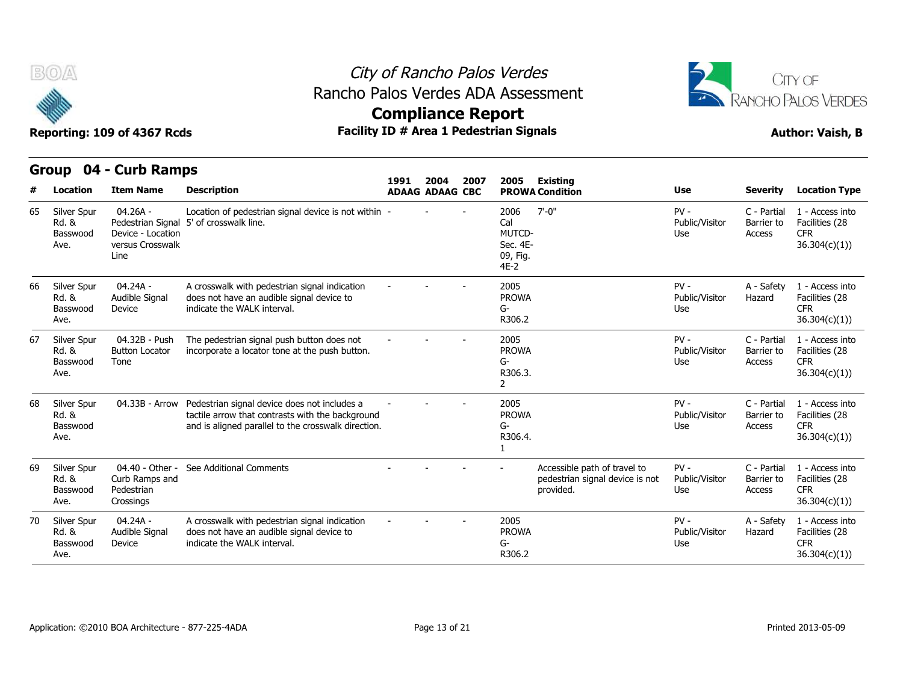# City of Rancho Palos Verdes

## Rancho Palos Verdes ADA Assessment

## Compliance Report

**Reporting: 109 of 4367 Rcds** | **Facility ID # Area 1 Pedestrian Signals** | **Author: Vaish, B**

## Group 04 - Curb Ramps

| # | Location | Item Name | Description | 1991 ADAAG | 2004 ADAAG | 2007 CBC | 2005 PROWA | Existing Condition | Use | Severity | Location Type |
|---|---|---|---|---|---|---|---|---|---|---|---|
| 65 | Silver Spur Rd. & Basswood Ave. | 04.26A - Pedestrian Signal Device - Location versus Crosswalk Line | Location of pedestrian signal device is not within 5' of crosswalk line. | - | - | - | 2006 Cal MUTCD- Sec. 4E-09, Fig. 4E-2 | 7'-0" | PV - Public/Visitor Use | C - Partial Barrier to Access | 1 - Access into Facilities (28 CFR 36.304(c)(1)) |
| 66 | Silver Spur Rd. & Basswood Ave. | 04.24A - Audible Signal Device | A crosswalk with pedestrian signal indication does not have an audible signal device to indicate the WALK interval. | - | - | - | 2005 PROWA G-R306.2 | | PV - Public/Visitor Use | A - Safety Hazard | 1 - Access into Facilities (28 CFR 36.304(c)(1)) |
| 67 | Silver Spur Rd. & Basswood Ave. | 04.32B - Push Button Locator Tone | The pedestrian signal push button does not incorporate a locator tone at the push button. | - | - | - | 2005 PROWA G-R306.3.2 | | PV - Public/Visitor Use | C - Partial Barrier to Access | 1 - Access into Facilities (28 CFR 36.304(c)(1)) |
| 68 | Silver Spur Rd. & Basswood Ave. | 04.33B - Arrow | Pedestrian signal device does not includes a tactile arrow that contrasts with the background and is aligned parallel to the crosswalk direction. | - | - | - | 2005 PROWA G-R306.4.1 | | PV - Public/Visitor Use | C - Partial Barrier to Access | 1 - Access into Facilities (28 CFR 36.304(c)(1)) |
| 69 | Silver Spur Rd. & Basswood Ave. | 04.40 - Other - Curb Ramps and Pedestrian Crossings | See Additional Comments | - | - | - | - | Accessible path of travel to pedestrian signal device is not provided. | PV - Public/Visitor Use | C - Partial Barrier to Access | 1 - Access into Facilities (28 CFR 36.304(c)(1)) |
| 70 | Silver Spur Rd. & Basswood Ave. | 04.24A - Audible Signal Device | A crosswalk with pedestrian signal indication does not have an audible signal device to indicate the WALK interval. | - | - | - | 2005 PROWA G-R306.2 | | PV - Public/Visitor Use | A - Safety Hazard | 1 - Access into Facilities (28 CFR 36.304(c)(1)) |

Application: ©2010 BOA Architecture - 877-225-4ADA | Printed 2013-05-09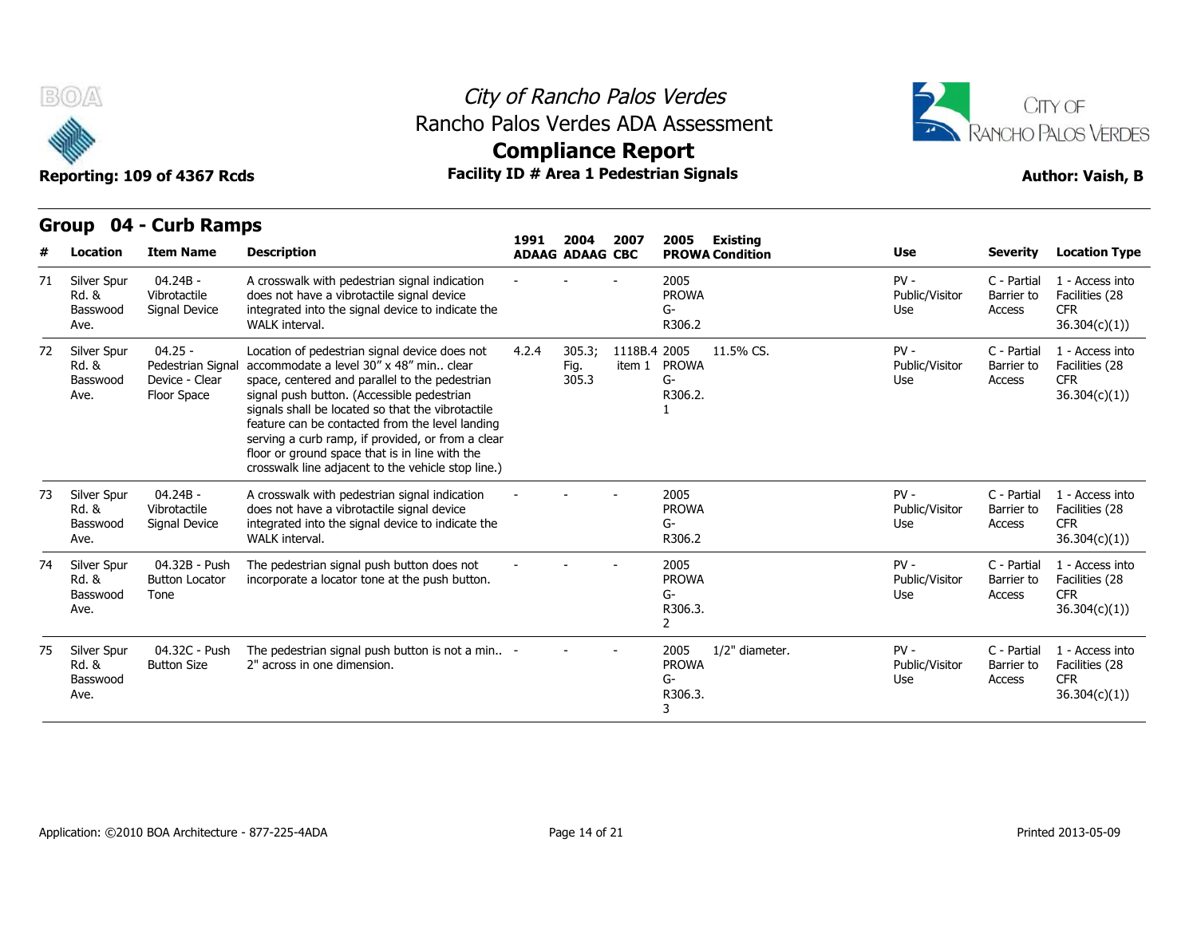# City of Rancho Palos Verdes
## Rancho Palos Verdes ADA Assessment
## Compliance Report

**Reporting: 109 of 4367 Rcds** | **Facility ID # Area 1 Pedestrian Signals** | **Author: Vaish, B**

## Group 04 - Curb Ramps

| # | Location | Item Name | Description | 1991 ADAAG | 2004 ADAAG | 2007 CBC | 2005 PROWA | Existing Condition | Use | Severity | Location Type |
|---|---|---|---|---|---|---|---|---|---|---|---|
| 71 | Silver Spur Rd. & Basswood Ave. | 04.24B - Vibrotactile Signal Device | A crosswalk with pedestrian signal indication does not have a vibrotactile signal device integrated into the signal device to indicate the WALK interval. | - | - | - | 2005 PROWA G-R306.2 | | PV - Public/Visitor Use | C - Partial Barrier to Access | 1 - Access into Facilities (28 CFR 36.304(c)(1)) |
| 72 | Silver Spur Rd. & Basswood Ave. | 04.25 - Pedestrian Signal Device - Clear Floor Space | Location of pedestrian signal device does not accommodate a level 30" x 48" min.. clear space, centered and parallel to the pedestrian signal push button. (Accessible pedestrian signals shall be located so that the vibrotactile feature can be contacted from the level landing serving a curb ramp, if provided, or from a clear floor or ground space that is in line with the crosswalk line adjacent to the vehicle stop line.) | 4.2.4 | 305.3; Fig. 305.3 | 1118B.4 item 1 | 2005 PROWA G-R306.2.1 | 11.5% CS. | PV - Public/Visitor Use | C - Partial Barrier to Access | 1 - Access into Facilities (28 CFR 36.304(c)(1)) |
| 73 | Silver Spur Rd. & Basswood Ave. | 04.24B - Vibrotactile Signal Device | A crosswalk with pedestrian signal indication does not have a vibrotactile signal device integrated into the signal device to indicate the WALK interval. | - | - | - | 2005 PROWA G-R306.2 | | PV - Public/Visitor Use | C - Partial Barrier to Access | 1 - Access into Facilities (28 CFR 36.304(c)(1)) |
| 74 | Silver Spur Rd. & Basswood Ave. | 04.32B - Push Button Locator Tone | The pedestrian signal push button does not incorporate a locator tone at the push button. | - | - | - | 2005 PROWA G-R306.3.2 | | PV - Public/Visitor Use | C - Partial Barrier to Access | 1 - Access into Facilities (28 CFR 36.304(c)(1)) |
| 75 | Silver Spur Rd. & Basswood Ave. | 04.32C - Push Button Size | The pedestrian signal push button is not a min.. 2" across in one dimension. | - | - | - | 2005 PROWA G-R306.3.3 | 1/2" diameter. | PV - Public/Visitor Use | C - Partial Barrier to Access | 1 - Access into Facilities (28 CFR 36.304(c)(1)) |

Application: ©2010 BOA Architecture - 877-225-4ADA | Printed 2013-05-09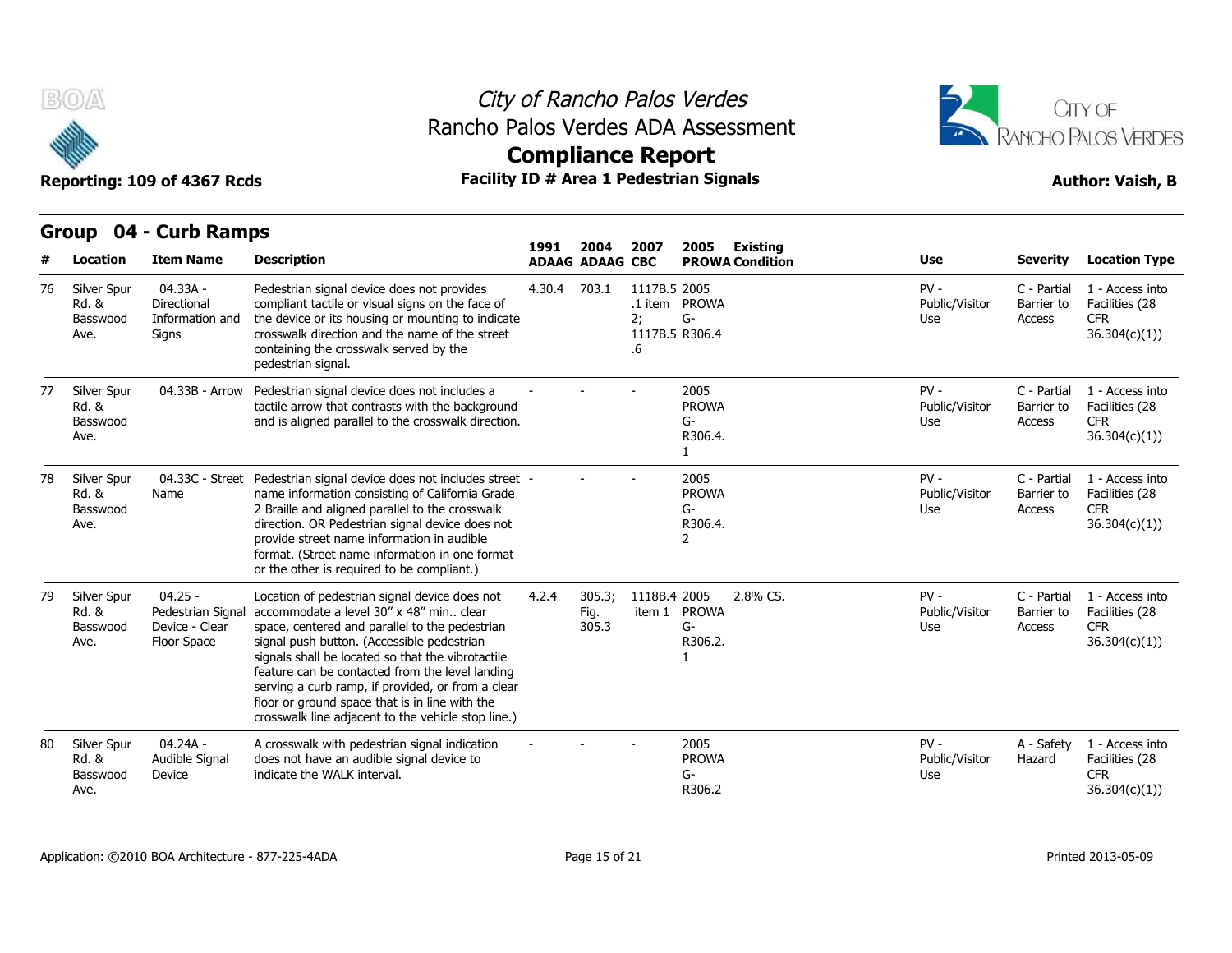# City of Rancho Palos Verdes

## Rancho Palos Verdes ADA Assessment

## Compliance Report

**Reporting: 109 of 4367 Rcds** | **Facility ID # Area 1 Pedestrian Signals** | **Author: Vaish, B**

## Group 04 - Curb Ramps

| # | Location | Item Name | Description | 1991 ADAAG | 2004 ADAAG | 2007 CBC | 2005 PROWA | Existing Condition | Use | Severity | Location Type |
|---|---|---|---|---|---|---|---|---|---|---|---|
| 76 | Silver Spur Rd. & Basswood Ave. | 04.33A - Directional Information and Signs | Pedestrian signal device does not provides compliant tactile or visual signs on the face of the device or its housing or mounting to indicate crosswalk direction and the name of the street containing the crosswalk served by the pedestrian signal. | 4.30.4 | 703.1 | 1117B.5 .1 item 2; 1117B.5 .6 | 2005 PROWA G-R306.4 | | PV - Public/Visitor Use | C - Partial Barrier to Access | 1 - Access into Facilities (28 CFR 36.304(c)(1)) |
| 77 | Silver Spur Rd. & Basswood Ave. | 04.33B - Arrow | Pedestrian signal device does not includes a tactile arrow that contrasts with the background and is aligned parallel to the crosswalk direction. | - | - | - | 2005 PROWA G-R306.4.1 | | PV - Public/Visitor Use | C - Partial Barrier to Access | 1 - Access into Facilities (28 CFR 36.304(c)(1)) |
| 78 | Silver Spur Rd. & Basswood Ave. | 04.33C - Street Name | Pedestrian signal device does not includes street name information consisting of California Grade 2 Braille and aligned parallel to the crosswalk direction. OR Pedestrian signal device does not provide street name information in audible format. (Street name information in one format or the other is required to be compliant.) | - | - | - | 2005 PROWA G-R306.4.2 | | PV - Public/Visitor Use | C - Partial Barrier to Access | 1 - Access into Facilities (28 CFR 36.304(c)(1)) |
| 79 | Silver Spur Rd. & Basswood Ave. | 04.25 - Pedestrian Signal Device - Clear Floor Space | Location of pedestrian signal device does not accommodate a level 30" x 48" min.. clear space, centered and parallel to the pedestrian signal push button. (Accessible pedestrian signals shall be located so that the vibrotactile feature can be contacted from the level landing serving a curb ramp, if provided, or from a clear floor or ground space that is in line with the crosswalk line adjacent to the vehicle stop line.) | 4.2.4 | 305.3; Fig. 305.3 | 1118B.4 item 1 | 2005 PROWA G-R306.2.1 | 2.8% CS. | PV - Public/Visitor Use | C - Partial Barrier to Access | 1 - Access into Facilities (28 CFR 36.304(c)(1)) |
| 80 | Silver Spur Rd. & Basswood Ave. | 04.24A - Audible Signal Device | A crosswalk with pedestrian signal indication does not have an audible signal device to indicate the WALK interval. | - | - | - | 2005 PROWA G-R306.2 | | PV - Public/Visitor Use | A - Safety Hazard | 1 - Access into Facilities (28 CFR 36.304(c)(1)) |

Application: ©2010 BOA Architecture - 877-225-4ADA | Printed 2013-05-09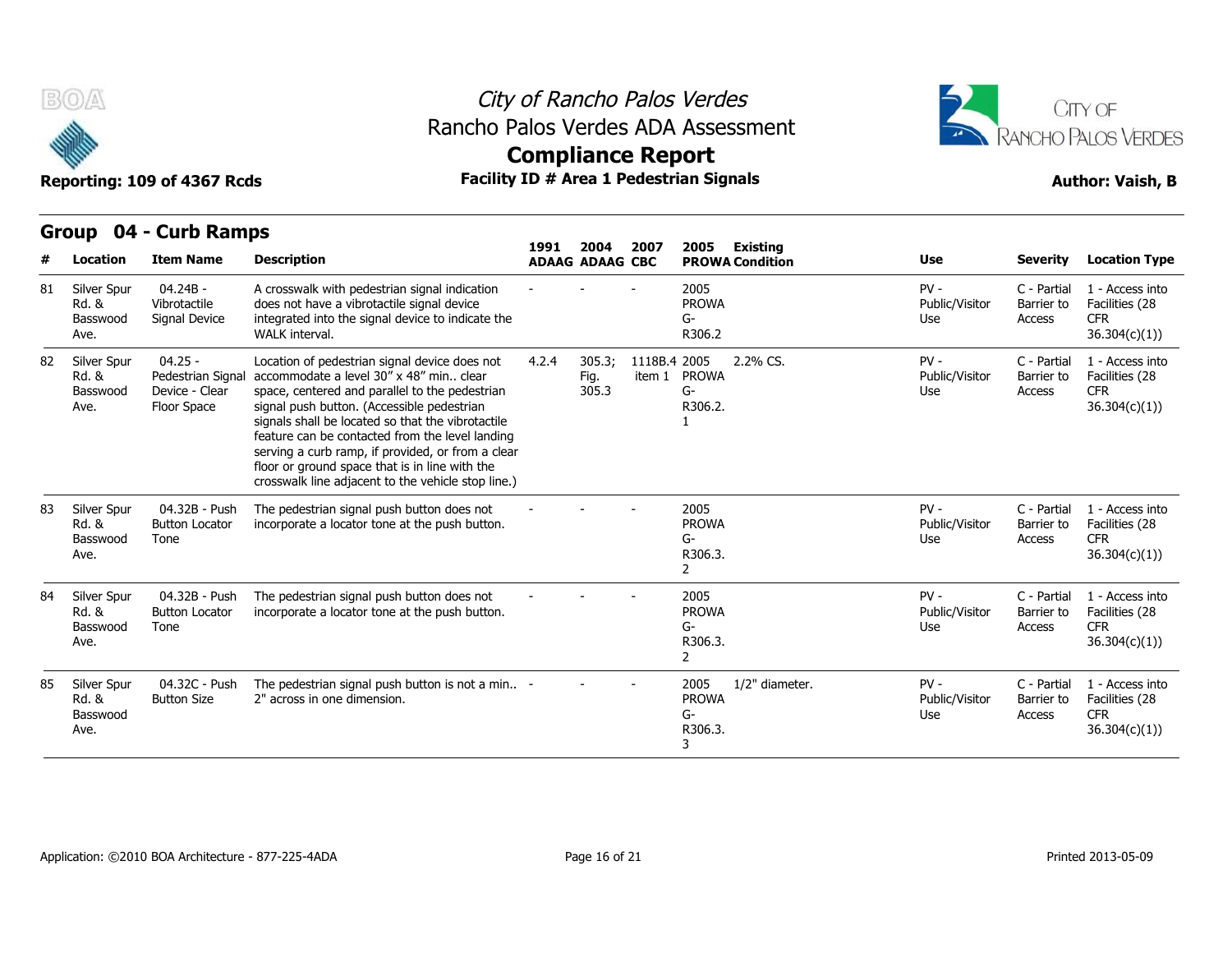# City of Rancho Palos Verdes
## Rancho Palos Verdes ADA Assessment
## Compliance Report

**Reporting: 109 of 4367 Rcds** | **Facility ID # Area 1 Pedestrian Signals** | **Author: Vaish, B**

## Group 04 - Curb Ramps

| # | Location | Item Name | Description | 1991 ADAAG | 2004 ADAAG | 2007 CBC | 2005 PROWA | Existing Condition | Use | Severity | Location Type |
|---|---|---|---|---|---|---|---|---|---|---|---|
| 81 | Silver Spur Rd. & Basswood Ave. | 04.24B - Vibrotactile Signal Device | A crosswalk with pedestrian signal indication does not have a vibrotactile signal device integrated into the signal device to indicate the WALK interval. | - | - | - | 2005 PROWA G-R306.2 | | PV - Public/Visitor Use | C - Partial Barrier to Access | 1 - Access into Facilities (28 CFR 36.304(c)(1)) |
| 82 | Silver Spur Rd. & Basswood Ave. | 04.25 - Pedestrian Signal Device - Clear Floor Space | Location of pedestrian signal device does not accommodate a level 30" x 48" min.. clear space, centered and parallel to the pedestrian signal push button. (Accessible pedestrian signals shall be located so that the vibrotactile feature can be contacted from the level landing serving a curb ramp, if provided, or from a clear floor or ground space that is in line with the crosswalk line adjacent to the vehicle stop line.) | 4.2.4 | 305.3; Fig. 305.3 | 1118B.4 item 1 | 2005 PROWA G-R306.2.1 | 2.2% CS. | PV - Public/Visitor Use | C - Partial Barrier to Access | 1 - Access into Facilities (28 CFR 36.304(c)(1)) |
| 83 | Silver Spur Rd. & Basswood Ave. | 04.32B - Push Button Locator Tone | The pedestrian signal push button does not incorporate a locator tone at the push button. | - | - | - | 2005 PROWA G-R306.3.2 | | PV - Public/Visitor Use | C - Partial Barrier to Access | 1 - Access into Facilities (28 CFR 36.304(c)(1)) |
| 84 | Silver Spur Rd. & Basswood Ave. | 04.32B - Push Button Locator Tone | The pedestrian signal push button does not incorporate a locator tone at the push button. | - | - | - | 2005 PROWA G-R306.3.2 | | PV - Public/Visitor Use | C - Partial Barrier to Access | 1 - Access into Facilities (28 CFR 36.304(c)(1)) |
| 85 | Silver Spur Rd. & Basswood Ave. | 04.32C - Push Button Size | The pedestrian signal push button is not a min.. 2" across in one dimension. | - | - | - | 2005 PROWA G-R306.3.3 | 1/2" diameter. | PV - Public/Visitor Use | C - Partial Barrier to Access | 1 - Access into Facilities (28 CFR 36.304(c)(1)) |

Application: ©2010 BOA Architecture - 877-225-4ADA | Printed 2013-05-09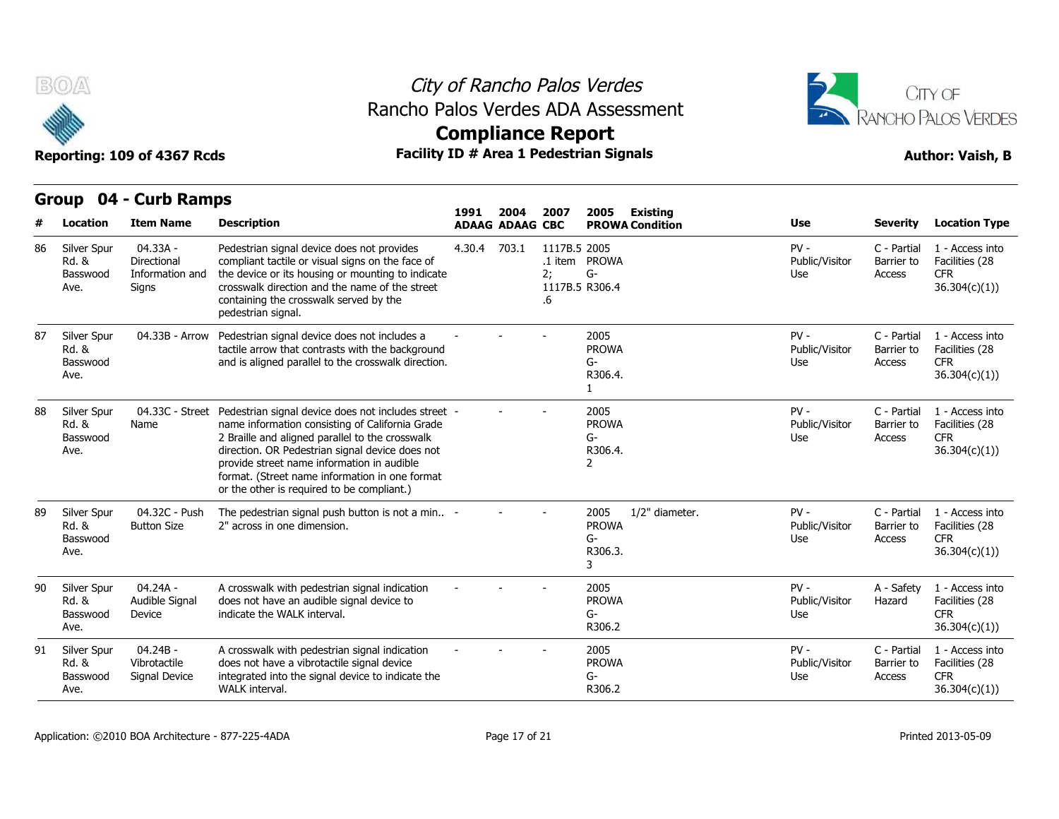# City of Rancho Palos Verdes

## Rancho Palos Verdes ADA Assessment

## Compliance Report

**Reporting: 109 of 4367 Rcds** | **Facility ID # Area 1 Pedestrian Signals** | **Author: Vaish, B**

## Group 04 - Curb Ramps

| # | Location | Item Name | Description | 1991 ADAAG | 2004 ADAAG | 2007 CBC | 2005 PROWA | Existing Condition | Use | Severity | Location Type |
|---|---|---|---|---|---|---|---|---|---|---|---|
| 86 | Silver Spur Rd. & Basswood Ave. | 04.33A - Directional Information and Signs | Pedestrian signal device does not provides compliant tactile or visual signs on the face of the device or its housing or mounting to indicate crosswalk direction and the name of the street containing the crosswalk served by the pedestrian signal. | 4.30.4 | 703.1 | 1117B.5.1 item 2; 1117B.5.6 | 2005 PROWA G-R306.4 | | PV - Public/Visitor Use | C - Partial Barrier to Access | 1 - Access into Facilities (28 CFR 36.304(c)(1)) |
| 87 | Silver Spur Rd. & Basswood Ave. | 04.33B - Arrow | Pedestrian signal device does not includes a tactile arrow that contrasts with the background and is aligned parallel to the crosswalk direction. | - | - | - | 2005 PROWA G-R306.4.1 | | PV - Public/Visitor Use | C - Partial Barrier to Access | 1 - Access into Facilities (28 CFR 36.304(c)(1)) |
| 88 | Silver Spur Rd. & Basswood Ave. | 04.33C - Street Name | Pedestrian signal device does not includes street name information consisting of California Grade 2 Braille and aligned parallel to the crosswalk direction. OR Pedestrian signal device does not provide street name information in audible format. (Street name information in one format or the other is required to be compliant.) | - | - | - | 2005 PROWA G-R306.4.2 | | PV - Public/Visitor Use | C - Partial Barrier to Access | 1 - Access into Facilities (28 CFR 36.304(c)(1)) |
| 89 | Silver Spur Rd. & Basswood Ave. | 04.32C - Push Button Size | The pedestrian signal push button is not a min.. 2" across in one dimension. | - | - | - | 2005 PROWA G-R306.3.3 | 1/2" diameter. | PV - Public/Visitor Use | C - Partial Barrier to Access | 1 - Access into Facilities (28 CFR 36.304(c)(1)) |
| 90 | Silver Spur Rd. & Basswood Ave. | 04.24A - Audible Signal Device | A crosswalk with pedestrian signal indication does not have an audible signal device to indicate the WALK interval. | - | - | - | 2005 PROWA G-R306.2 | | PV - Public/Visitor Use | A - Safety Hazard | 1 - Access into Facilities (28 CFR 36.304(c)(1)) |
| 91 | Silver Spur Rd. & Basswood Ave. | 04.24B - Vibrotactile Signal Device | A crosswalk with pedestrian signal indication does not have a vibrotactile signal device integrated into the signal device to indicate the WALK interval. | - | - | - | 2005 PROWA G-R306.2 | | PV - Public/Visitor Use | C - Partial Barrier to Access | 1 - Access into Facilities (28 CFR 36.304(c)(1)) |

Application: ©2010 BOA Architecture - 877-225-4ADA | Printed 2013-05-09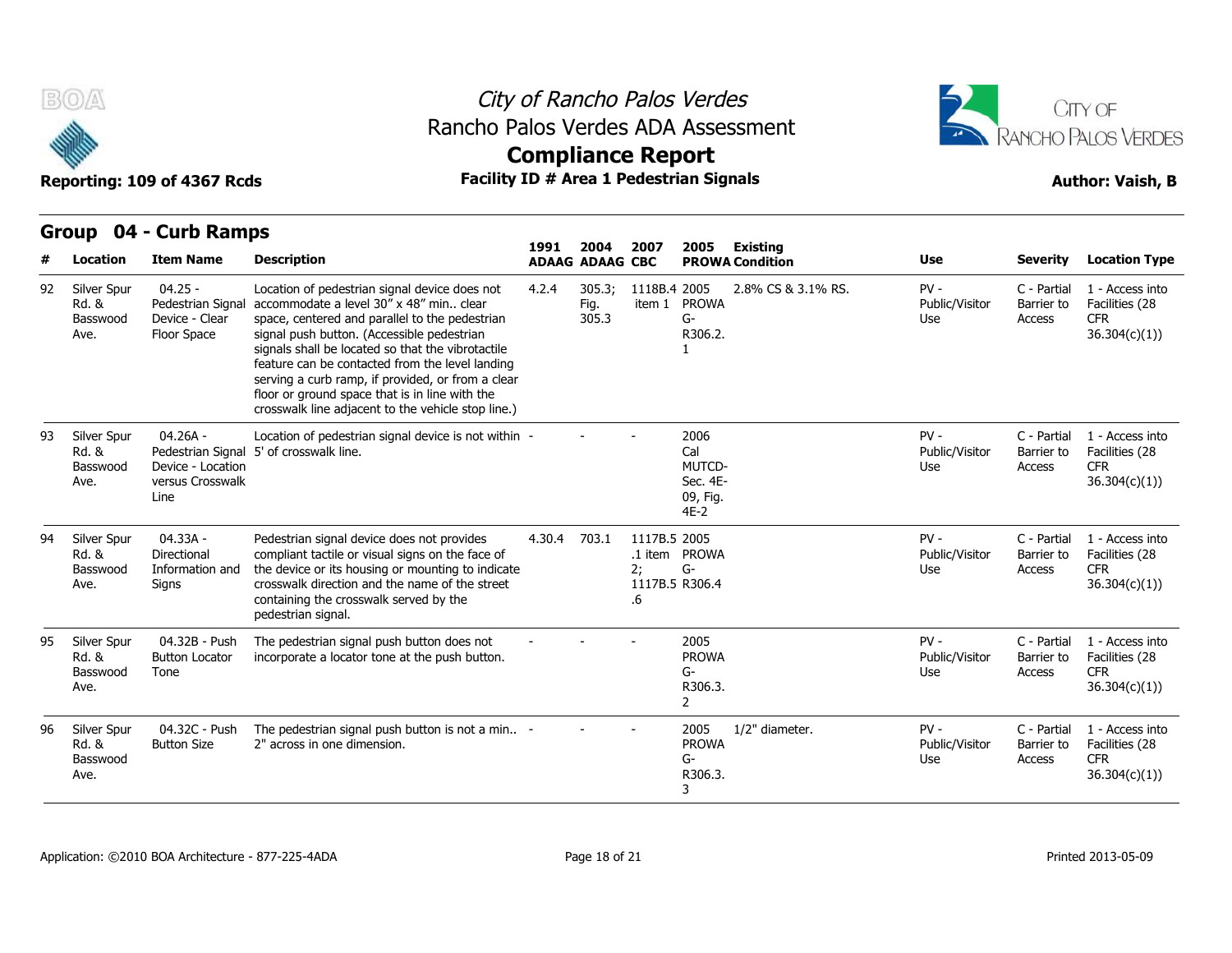# City of Rancho Palos Verdes
## Rancho Palos Verdes ADA Assessment
## Compliance Report

**Reporting: 109 of 4367 Rcds** **Facility ID # Area 1 Pedestrian Signals** **Author: Vaish, B**

## Group 04 - Curb Ramps

| # | Location | Item Name | Description | 1991 ADAAG | 2004 ADAAG | 2007 CBC | 2005 PROWA | Existing Condition | Use | Severity | Location Type |
|---|---|---|---|---|---|---|---|---|---|---|---|
| 92 | Silver Spur Rd. & Basswood Ave. | 04.25 - Pedestrian Signal Device - Clear Floor Space | Location of pedestrian signal device does not accommodate a level 30" x 48" min.. clear space, centered and parallel to the pedestrian signal push button. (Accessible pedestrian signals shall be located so that the vibrotactile feature can be contacted from the level landing serving a curb ramp, if provided, or from a clear floor or ground space that is in line with the crosswalk line adjacent to the vehicle stop line.) | 4.2.4 | 305.3; Fig. 305.3 | 1118B.4 item 1 | 2005 PROWA G-R306.2.1 | 2.8% CS & 3.1% RS. | PV - Public/Visitor Use | C - Partial Barrier to Access | 1 - Access into Facilities (28 CFR 36.304(c)(1)) |
| 93 | Silver Spur Rd. & Basswood Ave. | 04.26A - Pedestrian Signal Device - Location versus Crosswalk Line | Location of pedestrian signal device is not within 5' of crosswalk line. | - | - | - | 2006 Cal MUTCD-Sec. 4E-09, Fig. 4E-2 | | PV - Public/Visitor Use | C - Partial Barrier to Access | 1 - Access into Facilities (28 CFR 36.304(c)(1)) |
| 94 | Silver Spur Rd. & Basswood Ave. | 04.33A - Directional Information and Signs | Pedestrian signal device does not provides compliant tactile or visual signs on the face of the device or its housing or mounting to indicate crosswalk direction and the name of the street containing the crosswalk served by the pedestrian signal. | 4.30.4 | 703.1 | 1117B.5.1 item 2; 1117B.5.6 | 2005 PROWA G-R306.4 | | PV - Public/Visitor Use | C - Partial Barrier to Access | 1 - Access into Facilities (28 CFR 36.304(c)(1)) |
| 95 | Silver Spur Rd. & Basswood Ave. | 04.32B - Push Button Locator Tone | The pedestrian signal push button does not incorporate a locator tone at the push button. | - | - | - | 2005 PROWA G-R306.3.2 | | PV - Public/Visitor Use | C - Partial Barrier to Access | 1 - Access into Facilities (28 CFR 36.304(c)(1)) |
| 96 | Silver Spur Rd. & Basswood Ave. | 04.32C - Push Button Size | The pedestrian signal push button is not a min.. 2" across in one dimension. | - | - | - | 2005 PROWA G-R306.3.3 | 1/2" diameter. | PV - Public/Visitor Use | C - Partial Barrier to Access | 1 - Access into Facilities (28 CFR 36.304(c)(1)) |

Application: ©2010 BOA Architecture - 877-225-4ADA Printed 2013-05-09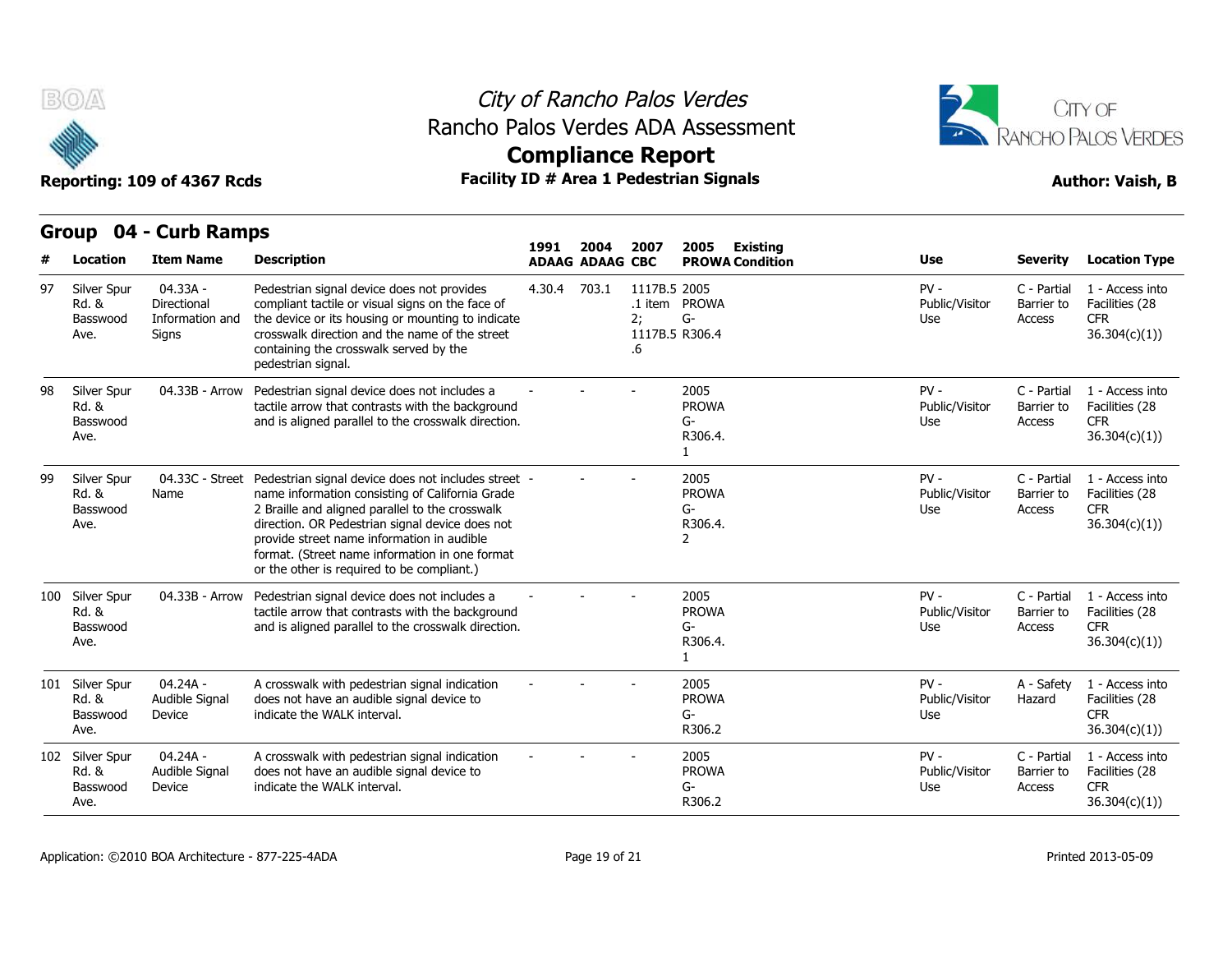# City of Rancho Palos Verdes
## Rancho Palos Verdes ADA Assessment
## Compliance Report

**Reporting: 109 of 4367 Rcds** — **Facility ID # Area 1 Pedestrian Signals** — **Author: Vaish, B**

### Group 04 - Curb Ramps

| # | Location | Item Name | Description | 1991 ADAAG | 2004 ADAAG | 2007 CBC | 2005 PROWA | Existing Condition | Use | Severity | Location Type |
|---|---|---|---|---|---|---|---|---|---|---|---|
| 97 | Silver Spur Rd. & Basswood Ave. | 04.33A - Directional Information and Signs | Pedestrian signal device does not provides compliant tactile or visual signs on the face of the device or its housing or mounting to indicate crosswalk direction and the name of the street containing the crosswalk served by the pedestrian signal. | 4.30.4 | 703.1 | 1117B.5.1 item 2; 1117B.5.6 | 2005 PROWA G-R306.4 | | PV - Public/Visitor Use | C - Partial Barrier to Access | 1 - Access into Facilities (28 CFR 36.304(c)(1)) |
| 98 | Silver Spur Rd. & Basswood Ave. | 04.33B - Arrow | Pedestrian signal device does not includes a tactile arrow that contrasts with the background and is aligned parallel to the crosswalk direction. | - | - | - | 2005 PROWA G-R306.4.1 | | PV - Public/Visitor Use | C - Partial Barrier to Access | 1 - Access into Facilities (28 CFR 36.304(c)(1)) |
| 99 | Silver Spur Rd. & Basswood Ave. | 04.33C - Street Name | Pedestrian signal device does not includes street name information consisting of California Grade 2 Braille and aligned parallel to the crosswalk direction. OR Pedestrian signal device does not provide street name information in audible format. (Street name information in one format or the other is required to be compliant.) | - | - | - | 2005 PROWA G-R306.4.2 | | PV - Public/Visitor Use | C - Partial Barrier to Access | 1 - Access into Facilities (28 CFR 36.304(c)(1)) |
| 100 | Silver Spur Rd. & Basswood Ave. | 04.33B - Arrow | Pedestrian signal device does not includes a tactile arrow that contrasts with the background and is aligned parallel to the crosswalk direction. | - | - | - | 2005 PROWA G-R306.4.1 | | PV - Public/Visitor Use | C - Partial Barrier to Access | 1 - Access into Facilities (28 CFR 36.304(c)(1)) |
| 101 | Silver Spur Rd. & Basswood Ave. | 04.24A - Audible Signal Device | A crosswalk with pedestrian signal indication does not have an audible signal device to indicate the WALK interval. | - | - | - | 2005 PROWA G-R306.2 | | PV - Public/Visitor Use | A - Safety Hazard | 1 - Access into Facilities (28 CFR 36.304(c)(1)) |
| 102 | Silver Spur Rd. & Basswood Ave. | 04.24A - Audible Signal Device | A crosswalk with pedestrian signal indication does not have an audible signal device to indicate the WALK interval. | - | - | - | 2005 PROWA G-R306.2 | | PV - Public/Visitor Use | C - Partial Barrier to Access | 1 - Access into Facilities (28 CFR 36.304(c)(1)) |

Application: ©2010 BOA Architecture - 877-225-4ADA — Printed 2013-05-09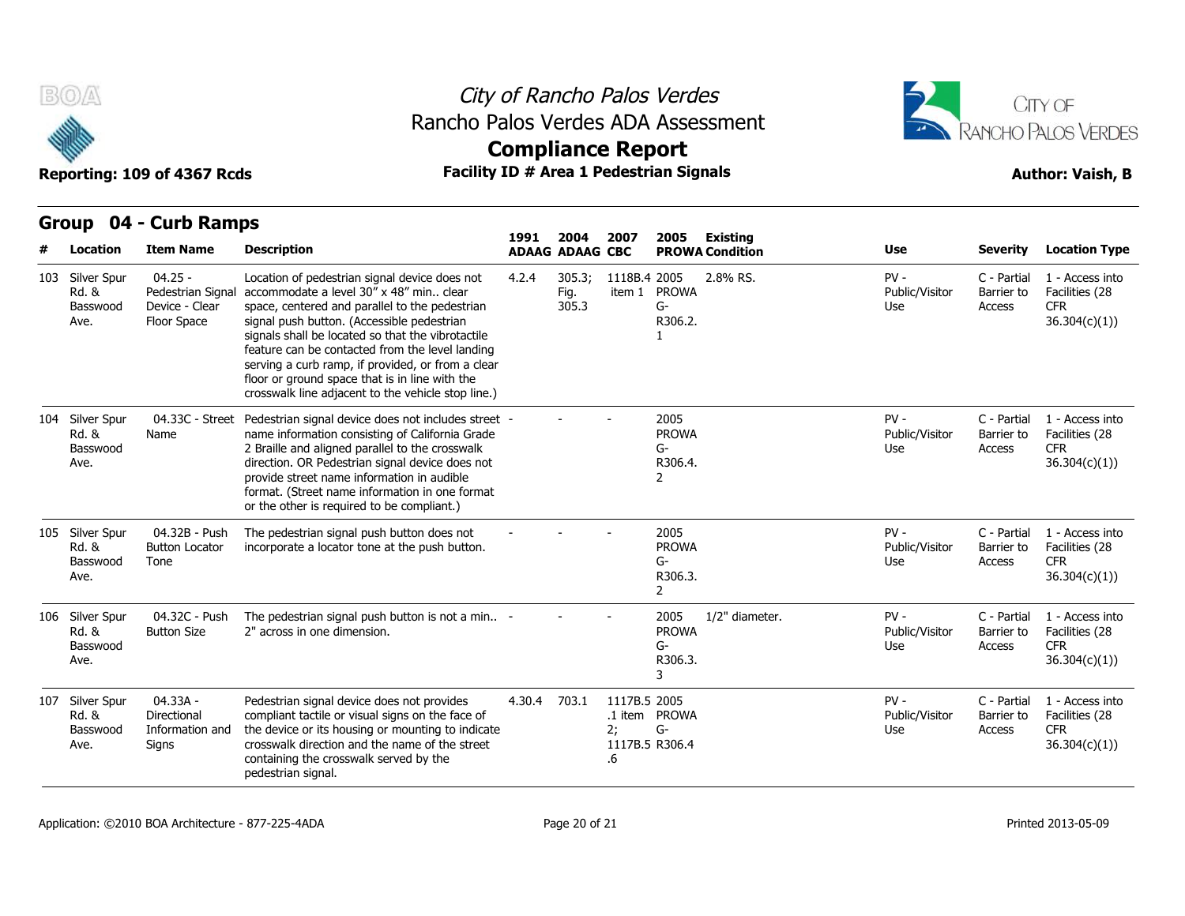# City of Rancho Palos Verdes
## Rancho Palos Verdes ADA Assessment
## Compliance Report

**Reporting: 109 of 4367 Rcds** | **Facility ID # Area 1 Pedestrian Signals** | **Author: Vaish, B**

## Group 04 - Curb Ramps

| # | Location | Item Name | Description | 1991 ADAAG | 2004 ADAAG | 2007 CBC | 2005 PROWA | Existing Condition | Use | Severity | Location Type |
|---|---|---|---|---|---|---|---|---|---|---|---|
| 103 | Silver Spur Rd. & Basswood Ave. | 04.25 - Pedestrian Signal Device - Clear Floor Space | Location of pedestrian signal device does not accommodate a level 30" x 48" min.. clear space, centered and parallel to the pedestrian signal push button. (Accessible pedestrian signals shall be located so that the vibrotactile feature can be contacted from the level landing serving a curb ramp, if provided, or from a clear floor or ground space that is in line with the crosswalk line adjacent to the vehicle stop line.) | 4.2.4 | 305.3; Fig. 305.3 | 1118B.4 item 1 | 2005 PROWA G-R306.2.1 | 2.8% RS. | PV - Public/Visitor Use | C - Partial Barrier to Access | 1 - Access into Facilities (28 CFR 36.304(c)(1)) |
| 104 | Silver Spur Rd. & Basswood Ave. | 04.33C - Street Name | Pedestrian signal device does not includes street name information consisting of California Grade 2 Braille and aligned parallel to the crosswalk direction. OR Pedestrian signal device does not provide street name information in audible format. (Street name information in one format or the other is required to be compliant.) | - | - | - | 2005 PROWA G-R306.4.2 | | PV - Public/Visitor Use | C - Partial Barrier to Access | 1 - Access into Facilities (28 CFR 36.304(c)(1)) |
| 105 | Silver Spur Rd. & Basswood Ave. | 04.32B - Push Button Locator Tone | The pedestrian signal push button does not incorporate a locator tone at the push button. | - | - | - | 2005 PROWA G-R306.3.2 | | PV - Public/Visitor Use | C - Partial Barrier to Access | 1 - Access into Facilities (28 CFR 36.304(c)(1)) |
| 106 | Silver Spur Rd. & Basswood Ave. | 04.32C - Push Button Size | The pedestrian signal push button is not a min.. 2" across in one dimension. | - | - | - | 2005 PROWA G-R306.3.3 | 1/2" diameter. | PV - Public/Visitor Use | C - Partial Barrier to Access | 1 - Access into Facilities (28 CFR 36.304(c)(1)) |
| 107 | Silver Spur Rd. & Basswood Ave. | 04.33A - Directional Information and Signs | Pedestrian signal device does not provides compliant tactile or visual signs on the face of the device or its housing or mounting to indicate crosswalk direction and the name of the street containing the crosswalk served by the pedestrian signal. | 4.30.4 | 703.1 | 1117B.5.1 item 2; 1117B.5.6 | 2005 PROWA G-R306.4 | | PV - Public/Visitor Use | C - Partial Barrier to Access | 1 - Access into Facilities (28 CFR 36.304(c)(1)) |

Application: ©2010 BOA Architecture - 877-225-4ADA

Printed 2013-05-09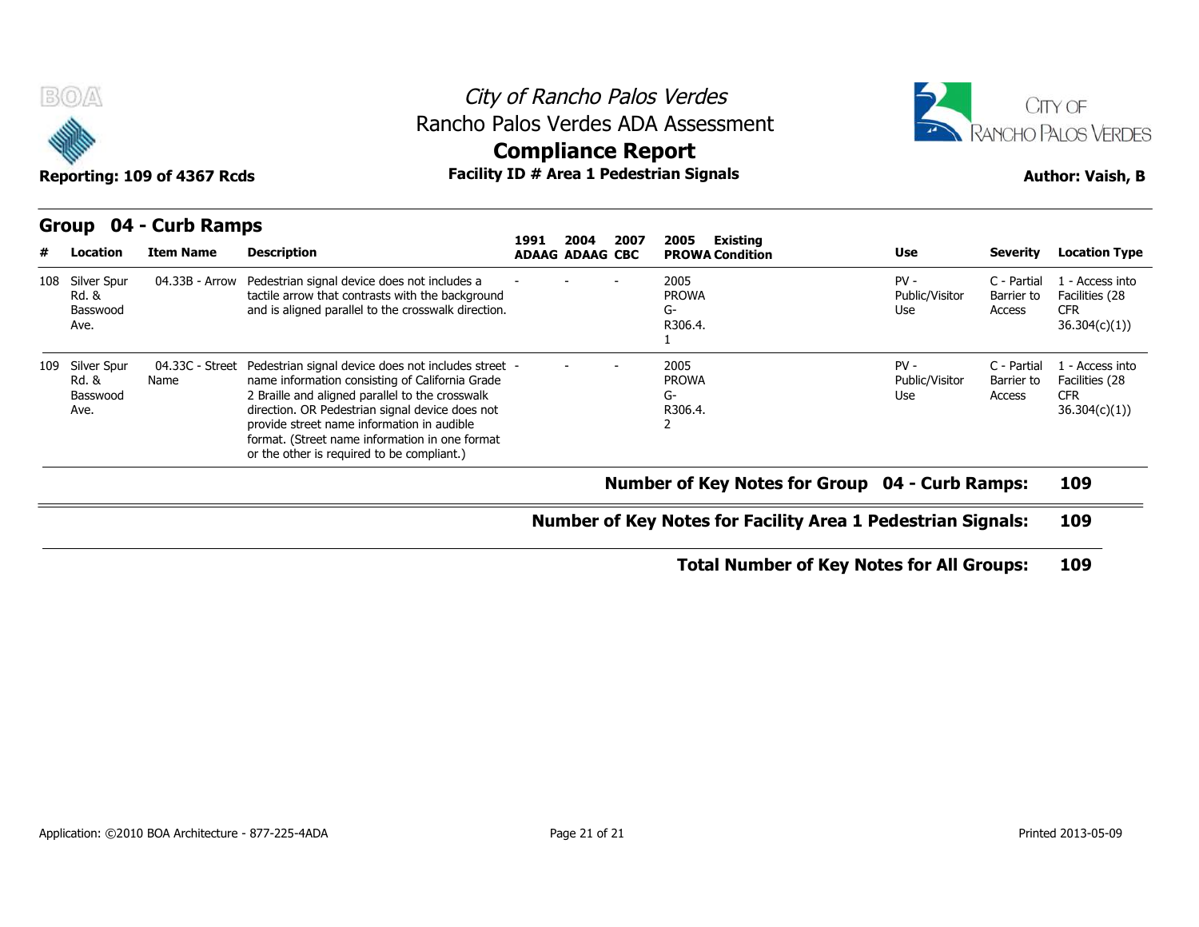City of Rancho Palos Verdes
Rancho Palos Verdes ADA Assessment
**Compliance Report**

Reporting: 109 of 4367 Rcds — **Facility ID # Area 1 Pedestrian Signals** — Author: Vaish, B

## Group 04 - Curb Ramps

| # | Location | Item Name | Description | 1991 ADAAG | 2004 ADAAG | 2007 CBC | 2005 PROWA | Existing Condition | Use | Severity | Location Type |
|---|---|---|---|---|---|---|---|---|---|---|---|
| 108 | Silver Spur Rd. & Basswood Ave. | 04.33B - Arrow | Pedestrian signal device does not includes a tactile arrow that contrasts with the background and is aligned parallel to the crosswalk direction. | - | - | - | 2005 PROWA G-R306.4.1 | | PV - Public/Visitor Use | C - Partial Barrier to Access | 1 - Access into Facilities (28 CFR 36.304(c)(1)) |
| 109 | Silver Spur Rd. & Basswood Ave. | 04.33C - Street Name | Pedestrian signal device does not includes street name information consisting of California Grade 2 Braille and aligned parallel to the crosswalk direction. OR Pedestrian signal device does not provide street name information in audible format. (Street name information in one format or the other is required to be compliant.) | - | - | - | 2005 PROWA G-R306.4.2 | | PV - Public/Visitor Use | C - Partial Barrier to Access | 1 - Access into Facilities (28 CFR 36.304(c)(1)) |

**Number of Key Notes for Group 04 - Curb Ramps: 109**

**Number of Key Notes for Facility Area 1 Pedestrian Signals: 109**

**Total Number of Key Notes for All Groups: 109**

Application: ©2010 BOA Architecture - 877-225-4ADA

Printed 2013-05-09